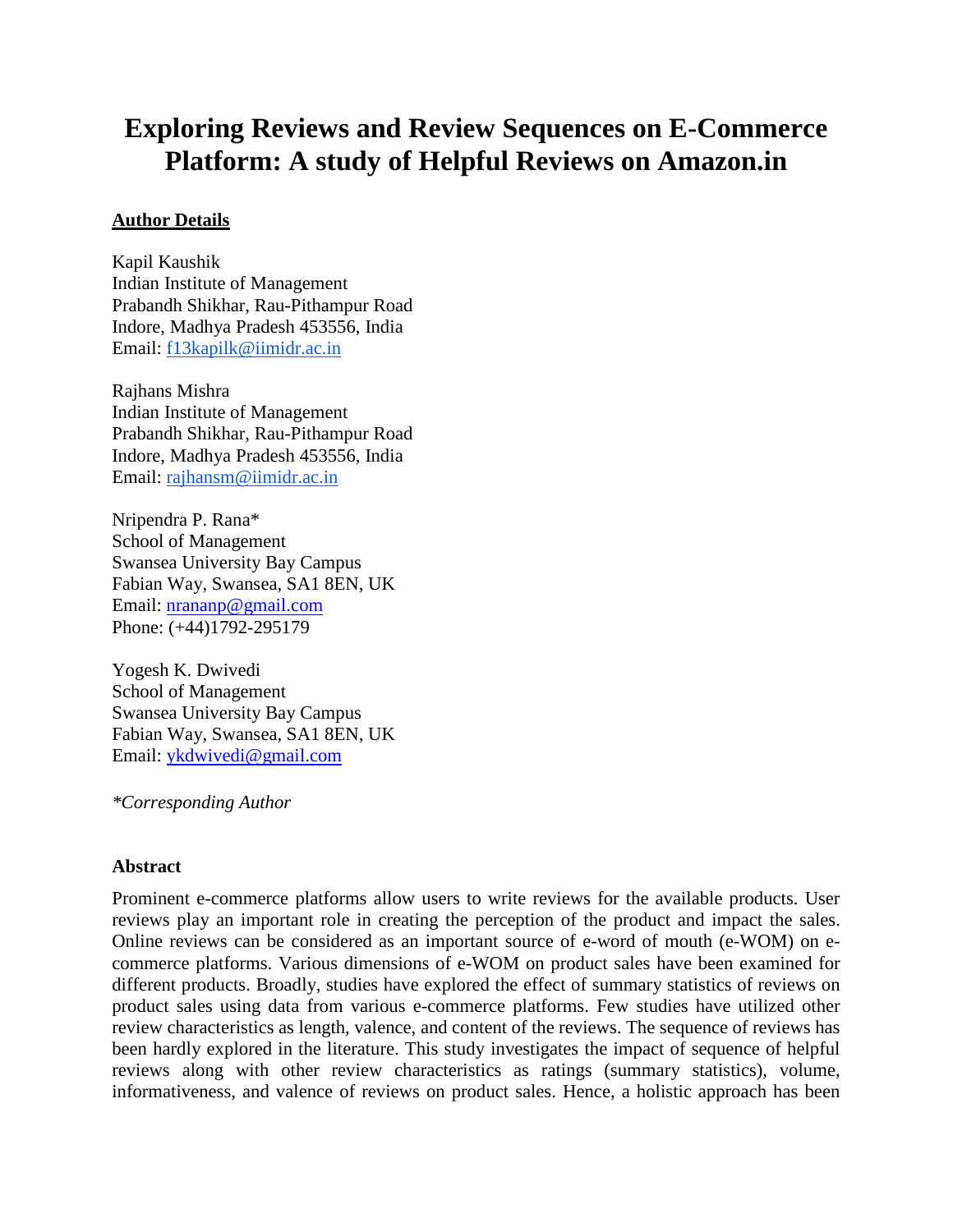# Exploring Reviews and Review Sequences on E-Commerce Platform: A study of Helpful Reviews on Amazon.in

**Author Details**

Kapil Kaushik
Indian Institute of Management
Prabandh Shikhar, Rau-Pithampur Road
Indore, Madhya Pradesh 453556, India
Email: f13kapilk@iimidr.ac.in

Rajhans Mishra
Indian Institute of Management
Prabandh Shikhar, Rau-Pithampur Road
Indore, Madhya Pradesh 453556, India
Email: rajhansm@iimidr.ac.in

Nripendra P. Rana*
School of Management
Swansea University Bay Campus
Fabian Way, Swansea, SA1 8EN, UK
Email: nrananp@gmail.com
Phone: (+44)1792-295179

Yogesh K. Dwivedi
School of Management
Swansea University Bay Campus
Fabian Way, Swansea, SA1 8EN, UK
Email: ykdwivedi@gmail.com

*\*Corresponding Author*

**Abstract**

Prominent e-commerce platforms allow users to write reviews for the available products. User reviews play an important role in creating the perception of the product and impact the sales. Online reviews can be considered as an important source of e-word of mouth (e-WOM) on e-commerce platforms. Various dimensions of e-WOM on product sales have been examined for different products. Broadly, studies have explored the effect of summary statistics of reviews on product sales using data from various e-commerce platforms. Few studies have utilized other review characteristics as length, valence, and content of the reviews. The sequence of reviews has been hardly explored in the literature. This study investigates the impact of sequence of helpful reviews along with other review characteristics as ratings (summary statistics), volume, informativeness, and valence of reviews on product sales. Hence, a holistic approach has been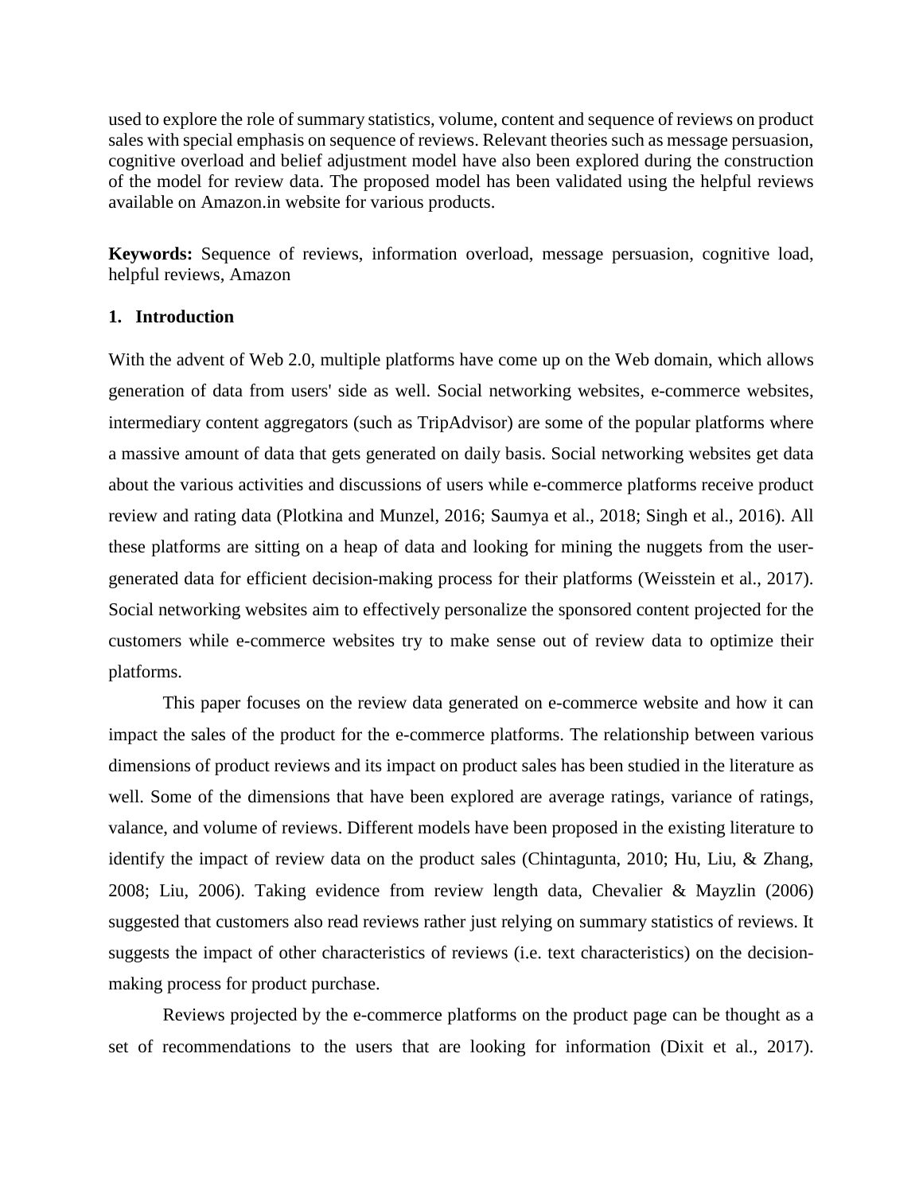used to explore the role of summary statistics, volume, content and sequence of reviews on product sales with special emphasis on sequence of reviews. Relevant theories such as message persuasion, cognitive overload and belief adjustment model have also been explored during the construction of the model for review data. The proposed model has been validated using the helpful reviews available on Amazon.in website for various products.

**Keywords:** Sequence of reviews, information overload, message persuasion, cognitive load, helpful reviews, Amazon

## 1. Introduction

With the advent of Web 2.0, multiple platforms have come up on the Web domain, which allows generation of data from users' side as well. Social networking websites, e-commerce websites, intermediary content aggregators (such as TripAdvisor) are some of the popular platforms where a massive amount of data that gets generated on daily basis. Social networking websites get data about the various activities and discussions of users while e-commerce platforms receive product review and rating data (Plotkina and Munzel, 2016; Saumya et al., 2018; Singh et al., 2016). All these platforms are sitting on a heap of data and looking for mining the nuggets from the user-generated data for efficient decision-making process for their platforms (Weisstein et al., 2017). Social networking websites aim to effectively personalize the sponsored content projected for the customers while e-commerce websites try to make sense out of review data to optimize their platforms.

This paper focuses on the review data generated on e-commerce website and how it can impact the sales of the product for the e-commerce platforms. The relationship between various dimensions of product reviews and its impact on product sales has been studied in the literature as well. Some of the dimensions that have been explored are average ratings, variance of ratings, valance, and volume of reviews. Different models have been proposed in the existing literature to identify the impact of review data on the product sales (Chintagunta, 2010; Hu, Liu, & Zhang, 2008; Liu, 2006). Taking evidence from review length data, Chevalier & Mayzlin (2006) suggested that customers also read reviews rather just relying on summary statistics of reviews. It suggests the impact of other characteristics of reviews (i.e. text characteristics) on the decision-making process for product purchase.

Reviews projected by the e-commerce platforms on the product page can be thought as a set of recommendations to the users that are looking for information (Dixit et al., 2017).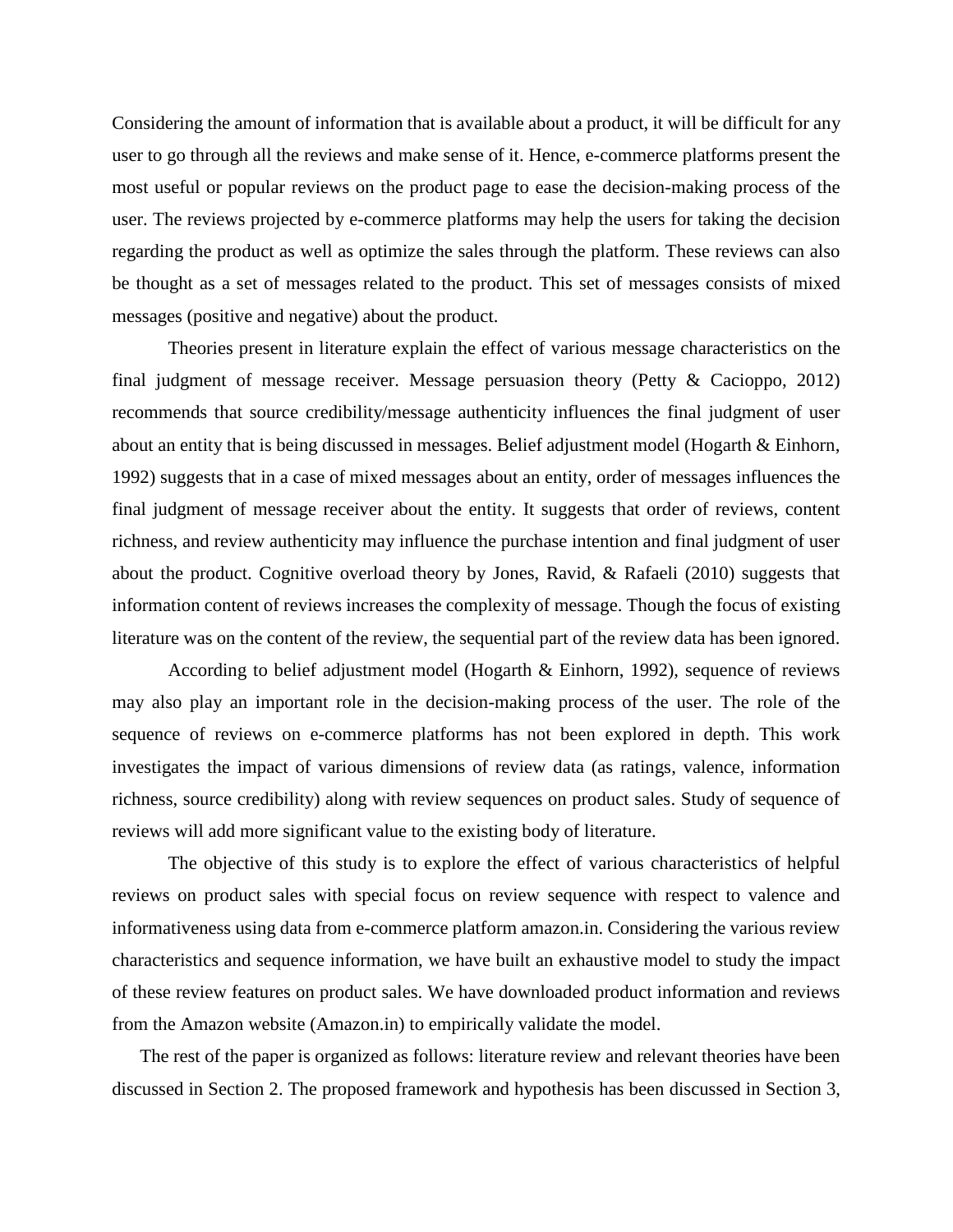Considering the amount of information that is available about a product, it will be difficult for any user to go through all the reviews and make sense of it. Hence, e-commerce platforms present the most useful or popular reviews on the product page to ease the decision-making process of the user. The reviews projected by e-commerce platforms may help the users for taking the decision regarding the product as well as optimize the sales through the platform. These reviews can also be thought as a set of messages related to the product. This set of messages consists of mixed messages (positive and negative) about the product.

Theories present in literature explain the effect of various message characteristics on the final judgment of message receiver. Message persuasion theory (Petty & Cacioppo, 2012) recommends that source credibility/message authenticity influences the final judgment of user about an entity that is being discussed in messages. Belief adjustment model (Hogarth & Einhorn, 1992) suggests that in a case of mixed messages about an entity, order of messages influences the final judgment of message receiver about the entity. It suggests that order of reviews, content richness, and review authenticity may influence the purchase intention and final judgment of user about the product. Cognitive overload theory by Jones, Ravid, & Rafaeli (2010) suggests that information content of reviews increases the complexity of message. Though the focus of existing literature was on the content of the review, the sequential part of the review data has been ignored.

According to belief adjustment model (Hogarth & Einhorn, 1992), sequence of reviews may also play an important role in the decision-making process of the user. The role of the sequence of reviews on e-commerce platforms has not been explored in depth. This work investigates the impact of various dimensions of review data (as ratings, valence, information richness, source credibility) along with review sequences on product sales. Study of sequence of reviews will add more significant value to the existing body of literature.

The objective of this study is to explore the effect of various characteristics of helpful reviews on product sales with special focus on review sequence with respect to valence and informativeness using data from e-commerce platform amazon.in. Considering the various review characteristics and sequence information, we have built an exhaustive model to study the impact of these review features on product sales. We have downloaded product information and reviews from the Amazon website (Amazon.in) to empirically validate the model.

The rest of the paper is organized as follows: literature review and relevant theories have been discussed in Section 2. The proposed framework and hypothesis has been discussed in Section 3,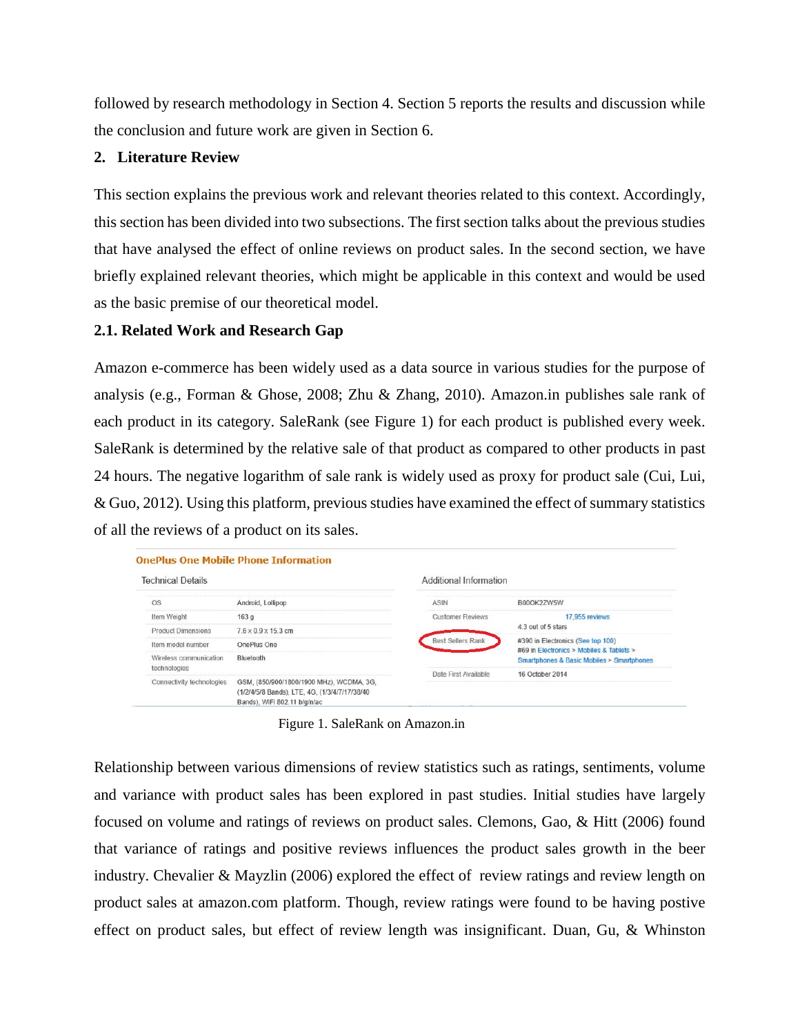followed by research methodology in Section 4. Section 5 reports the results and discussion while the conclusion and future work are given in Section 6.

## 2. Literature Review

This section explains the previous work and relevant theories related to this context. Accordingly, this section has been divided into two subsections. The first section talks about the previous studies that have analysed the effect of online reviews on product sales. In the second section, we have briefly explained relevant theories, which might be applicable in this context and would be used as the basic premise of our theoretical model.

### 2.1. Related Work and Research Gap

Amazon e-commerce has been widely used as a data source in various studies for the purpose of analysis (e.g., Forman & Ghose, 2008; Zhu & Zhang, 2010). Amazon.in publishes sale rank of each product in its category. SaleRank (see Figure 1) for each product is published every week. SaleRank is determined by the relative sale of that product as compared to other products in past 24 hours. The negative logarithm of sale rank is widely used as proxy for product sale (Cui, Lui, & Guo, 2012). Using this platform, previous studies have examined the effect of summary statistics of all the reviews of a product on its sales.

Figure 1. SaleRank on Amazon.in

Relationship between various dimensions of review statistics such as ratings, sentiments, volume and variance with product sales has been explored in past studies. Initial studies have largely focused on volume and ratings of reviews on product sales. Clemons, Gao, & Hitt (2006) found that variance of ratings and positive reviews influences the product sales growth in the beer industry. Chevalier & Mayzlin (2006) explored the effect of review ratings and review length on product sales at amazon.com platform. Though, review ratings were found to be having postive effect on product sales, but effect of review length was insignificant. Duan, Gu, & Whinston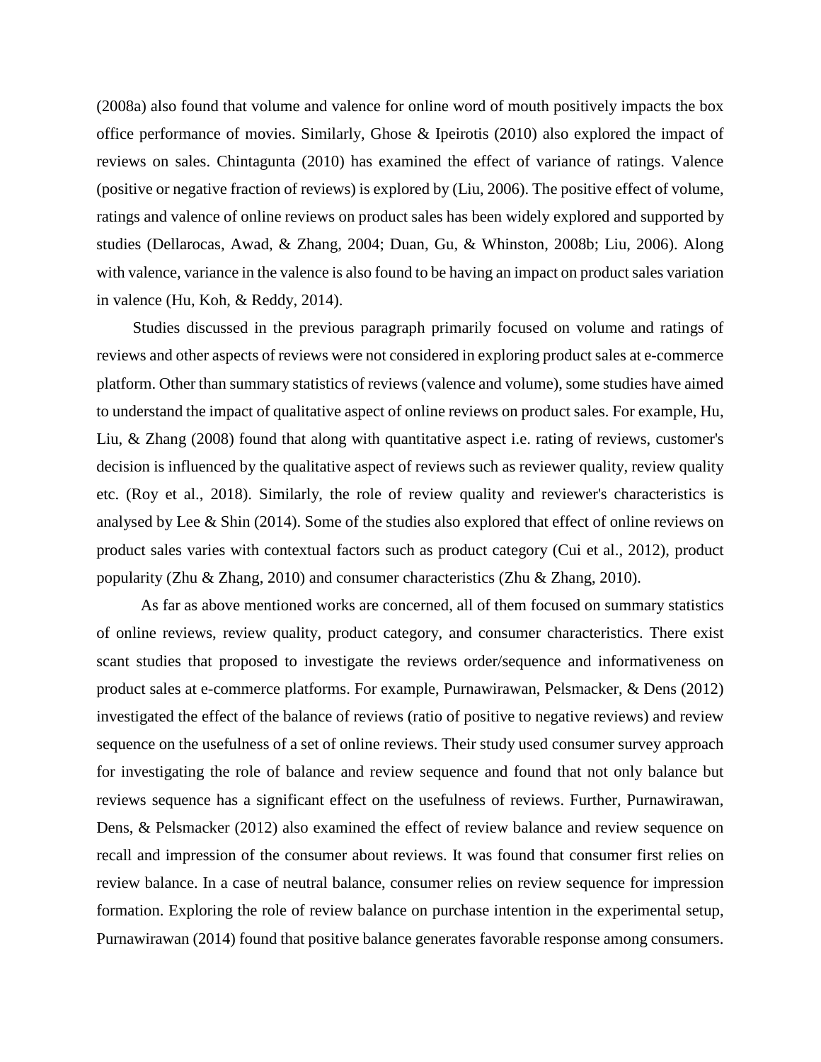(2008a) also found that volume and valence for online word of mouth positively impacts the box office performance of movies. Similarly, Ghose & Ipeirotis (2010) also explored the impact of reviews on sales. Chintagunta (2010) has examined the effect of variance of ratings. Valence (positive or negative fraction of reviews) is explored by (Liu, 2006). The positive effect of volume, ratings and valence of online reviews on product sales has been widely explored and supported by studies (Dellarocas, Awad, & Zhang, 2004; Duan, Gu, & Whinston, 2008b; Liu, 2006). Along with valence, variance in the valence is also found to be having an impact on product sales variation in valence (Hu, Koh, & Reddy, 2014).

Studies discussed in the previous paragraph primarily focused on volume and ratings of reviews and other aspects of reviews were not considered in exploring product sales at e-commerce platform. Other than summary statistics of reviews (valence and volume), some studies have aimed to understand the impact of qualitative aspect of online reviews on product sales. For example, Hu, Liu, & Zhang (2008) found that along with quantitative aspect i.e. rating of reviews, customer's decision is influenced by the qualitative aspect of reviews such as reviewer quality, review quality etc. (Roy et al., 2018). Similarly, the role of review quality and reviewer's characteristics is analysed by Lee & Shin (2014). Some of the studies also explored that effect of online reviews on product sales varies with contextual factors such as product category (Cui et al., 2012), product popularity (Zhu & Zhang, 2010) and consumer characteristics (Zhu & Zhang, 2010).

As far as above mentioned works are concerned, all of them focused on summary statistics of online reviews, review quality, product category, and consumer characteristics. There exist scant studies that proposed to investigate the reviews order/sequence and informativeness on product sales at e-commerce platforms. For example, Purnawirawan, Pelsmacker, & Dens (2012) investigated the effect of the balance of reviews (ratio of positive to negative reviews) and review sequence on the usefulness of a set of online reviews. Their study used consumer survey approach for investigating the role of balance and review sequence and found that not only balance but reviews sequence has a significant effect on the usefulness of reviews. Further, Purnawirawan, Dens, & Pelsmacker (2012) also examined the effect of review balance and review sequence on recall and impression of the consumer about reviews. It was found that consumer first relies on review balance. In a case of neutral balance, consumer relies on review sequence for impression formation. Exploring the role of review balance on purchase intention in the experimental setup, Purnawirawan (2014) found that positive balance generates favorable response among consumers.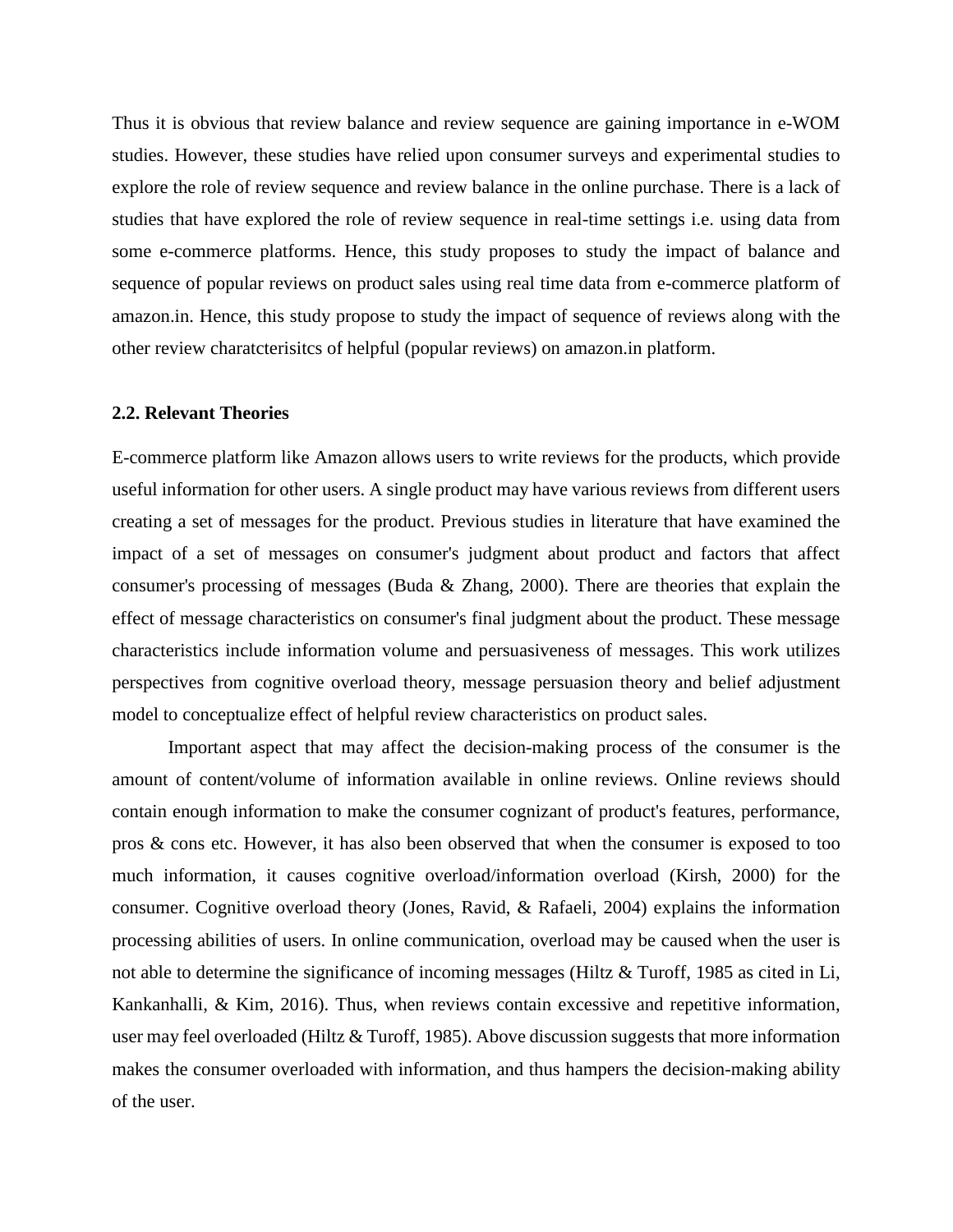Thus it is obvious that review balance and review sequence are gaining importance in e-WOM studies. However, these studies have relied upon consumer surveys and experimental studies to explore the role of review sequence and review balance in the online purchase. There is a lack of studies that have explored the role of review sequence in real-time settings i.e. using data from some e-commerce platforms. Hence, this study proposes to study the impact of balance and sequence of popular reviews on product sales using real time data from e-commerce platform of amazon.in. Hence, this study propose to study the impact of sequence of reviews along with the other review charatcterisitcs of helpful (popular reviews) on amazon.in platform.

## 2.2. Relevant Theories

E-commerce platform like Amazon allows users to write reviews for the products, which provide useful information for other users. A single product may have various reviews from different users creating a set of messages for the product. Previous studies in literature that have examined the impact of a set of messages on consumer's judgment about product and factors that affect consumer's processing of messages (Buda & Zhang, 2000). There are theories that explain the effect of message characteristics on consumer's final judgment about the product. These message characteristics include information volume and persuasiveness of messages. This work utilizes perspectives from cognitive overload theory, message persuasion theory and belief adjustment model to conceptualize effect of helpful review characteristics on product sales.

Important aspect that may affect the decision-making process of the consumer is the amount of content/volume of information available in online reviews. Online reviews should contain enough information to make the consumer cognizant of product's features, performance, pros & cons etc. However, it has also been observed that when the consumer is exposed to too much information, it causes cognitive overload/information overload (Kirsh, 2000) for the consumer. Cognitive overload theory (Jones, Ravid, & Rafaeli, 2004) explains the information processing abilities of users. In online communication, overload may be caused when the user is not able to determine the significance of incoming messages (Hiltz & Turoff, 1985 as cited in Li, Kankanhalli, & Kim, 2016). Thus, when reviews contain excessive and repetitive information, user may feel overloaded (Hiltz & Turoff, 1985). Above discussion suggests that more information makes the consumer overloaded with information, and thus hampers the decision-making ability of the user.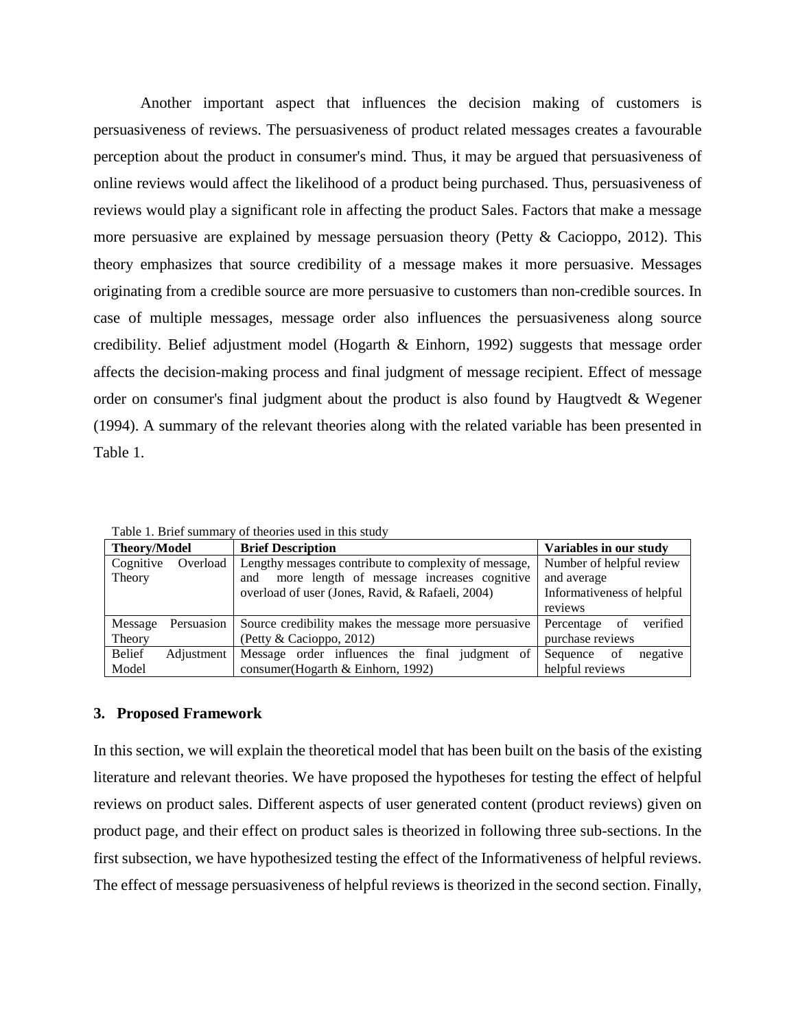Another important aspect that influences the decision making of customers is persuasiveness of reviews. The persuasiveness of product related messages creates a favourable perception about the product in consumer's mind. Thus, it may be argued that persuasiveness of online reviews would affect the likelihood of a product being purchased. Thus, persuasiveness of reviews would play a significant role in affecting the product Sales. Factors that make a message more persuasive are explained by message persuasion theory (Petty & Cacioppo, 2012). This theory emphasizes that source credibility of a message makes it more persuasive. Messages originating from a credible source are more persuasive to customers than non-credible sources. In case of multiple messages, message order also influences the persuasiveness along source credibility. Belief adjustment model (Hogarth & Einhorn, 1992) suggests that message order affects the decision-making process and final judgment of message recipient. Effect of message order on consumer's final judgment about the product is also found by Haugtvedt & Wegener (1994). A summary of the relevant theories along with the related variable has been presented in Table 1.

Table 1. Brief summary of theories used in this study

| Theory/Model | Brief Description | Variables in our study |
| --- | --- | --- |
| Cognitive Overload Theory | Lengthy messages contribute to complexity of message, and more length of message increases cognitive overload of user (Jones, Ravid, & Rafaeli, 2004) | Number of helpful review and average Informativeness of helpful reviews |
| Message Persuasion Theory | Source credibility makes the message more persuasive (Petty & Cacioppo, 2012) | Percentage of verified purchase reviews |
| Belief Adjustment Model | Message order influences the final judgment of consumer(Hogarth & Einhorn, 1992) | Sequence of negative helpful reviews |

## 3. Proposed Framework

In this section, we will explain the theoretical model that has been built on the basis of the existing literature and relevant theories. We have proposed the hypotheses for testing the effect of helpful reviews on product sales. Different aspects of user generated content (product reviews) given on product page, and their effect on product sales is theorized in following three sub-sections. In the first subsection, we have hypothesized testing the effect of the Informativeness of helpful reviews. The effect of message persuasiveness of helpful reviews is theorized in the second section. Finally,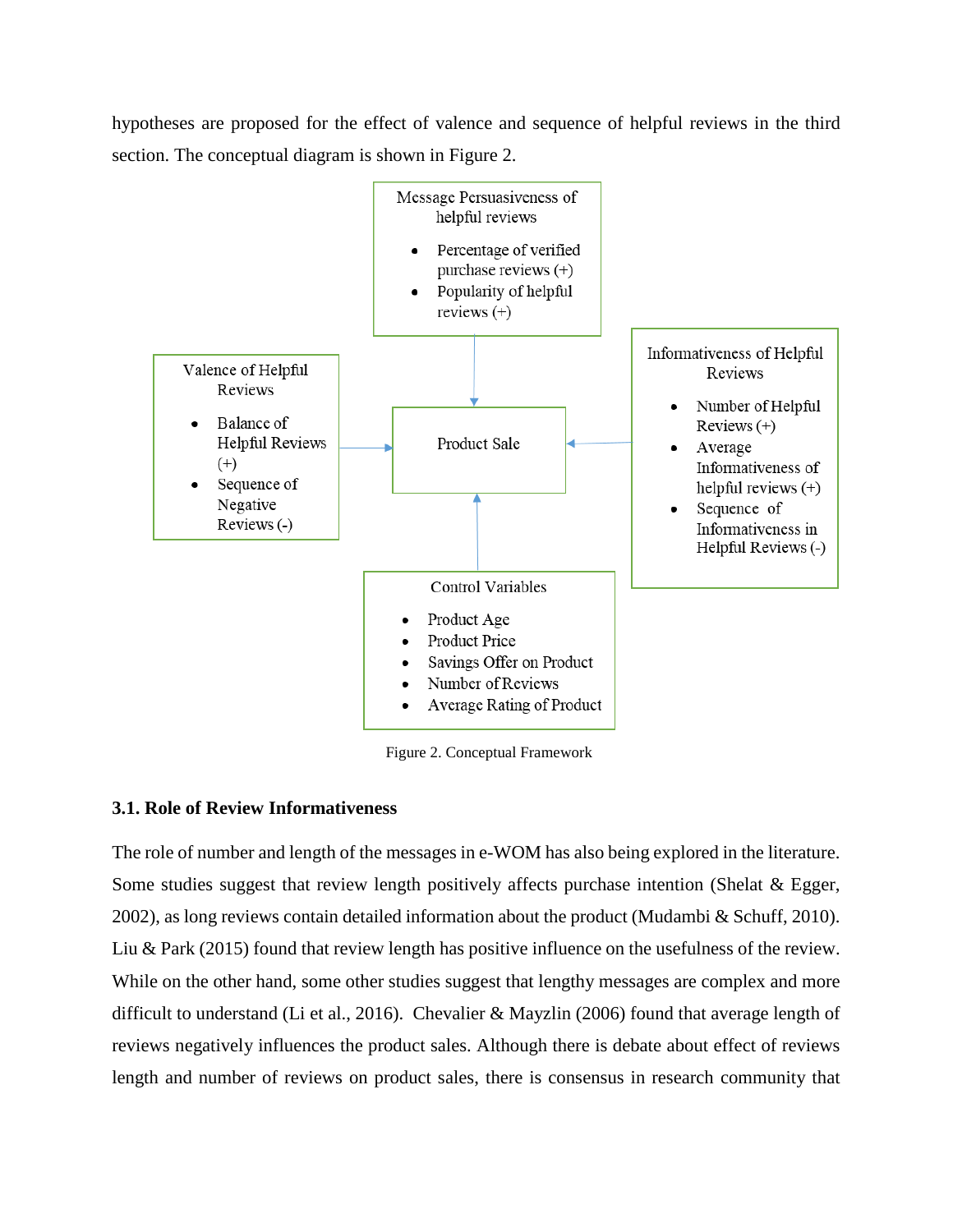hypotheses are proposed for the effect of valence and sequence of helpful reviews in the third section. The conceptual diagram is shown in Figure 2.

**Message Persuasiveness of helpful reviews**

- Percentage of verified purchase reviews (+)
- Popularity of helpful reviews (+)

**Valence of Helpful Reviews**

- Balance of Helpful Reviews (+)
- Sequence of Negative Reviews (-)

**Product Sale**

**Informativeness of Helpful Reviews**

- Number of Helpful Reviews (+)
- Average Informativeness of helpful reviews (+)
- Sequence of Informativeness in Helpful Reviews (-)

**Control Variables**

- Product Age
- Product Price
- Savings Offer on Product
- Number of Reviews
- Average Rating of Product

Figure 2. Conceptual Framework

### 3.1. Role of Review Informativeness

The role of number and length of the messages in e-WOM has also being explored in the literature. Some studies suggest that review length positively affects purchase intention (Shelat & Egger, 2002), as long reviews contain detailed information about the product (Mudambi & Schuff, 2010). Liu & Park (2015) found that review length has positive influence on the usefulness of the review. While on the other hand, some other studies suggest that lengthy messages are complex and more difficult to understand (Li et al., 2016). Chevalier & Mayzlin (2006) found that average length of reviews negatively influences the product sales. Although there is debate about effect of reviews length and number of reviews on product sales, there is consensus in research community that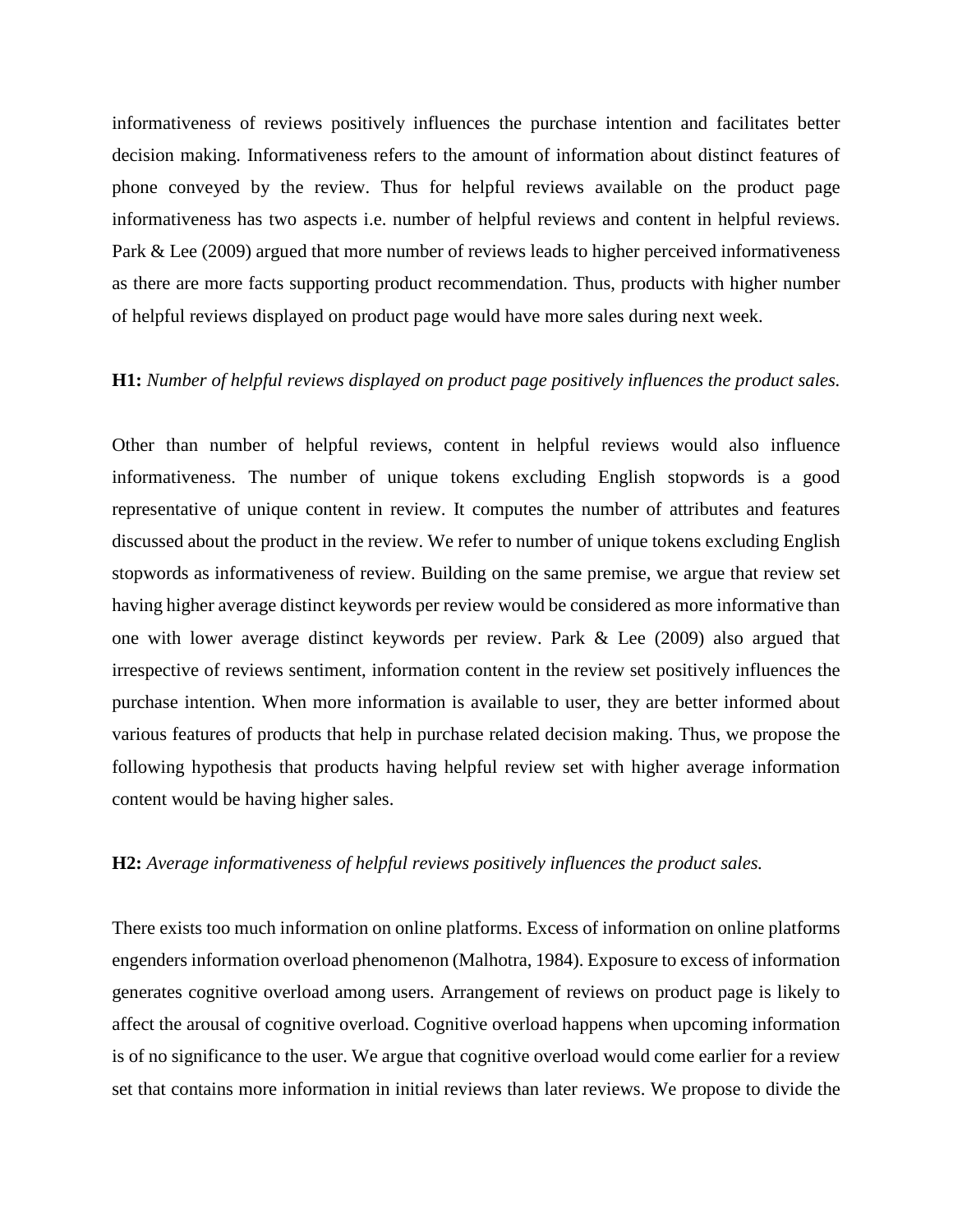informativeness of reviews positively influences the purchase intention and facilitates better decision making. Informativeness refers to the amount of information about distinct features of phone conveyed by the review. Thus for helpful reviews available on the product page informativeness has two aspects i.e. number of helpful reviews and content in helpful reviews. Park & Lee (2009) argued that more number of reviews leads to higher perceived informativeness as there are more facts supporting product recommendation. Thus, products with higher number of helpful reviews displayed on product page would have more sales during next week.

**H1:** *Number of helpful reviews displayed on product page positively influences the product sales.*

Other than number of helpful reviews, content in helpful reviews would also influence informativeness. The number of unique tokens excluding English stopwords is a good representative of unique content in review. It computes the number of attributes and features discussed about the product in the review. We refer to number of unique tokens excluding English stopwords as informativeness of review. Building on the same premise, we argue that review set having higher average distinct keywords per review would be considered as more informative than one with lower average distinct keywords per review. Park & Lee (2009) also argued that irrespective of reviews sentiment, information content in the review set positively influences the purchase intention. When more information is available to user, they are better informed about various features of products that help in purchase related decision making. Thus, we propose the following hypothesis that products having helpful review set with higher average information content would be having higher sales.

**H2:** *Average informativeness of helpful reviews positively influences the product sales.*

There exists too much information on online platforms. Excess of information on online platforms engenders information overload phenomenon (Malhotra, 1984). Exposure to excess of information generates cognitive overload among users. Arrangement of reviews on product page is likely to affect the arousal of cognitive overload. Cognitive overload happens when upcoming information is of no significance to the user. We argue that cognitive overload would come earlier for a review set that contains more information in initial reviews than later reviews. We propose to divide the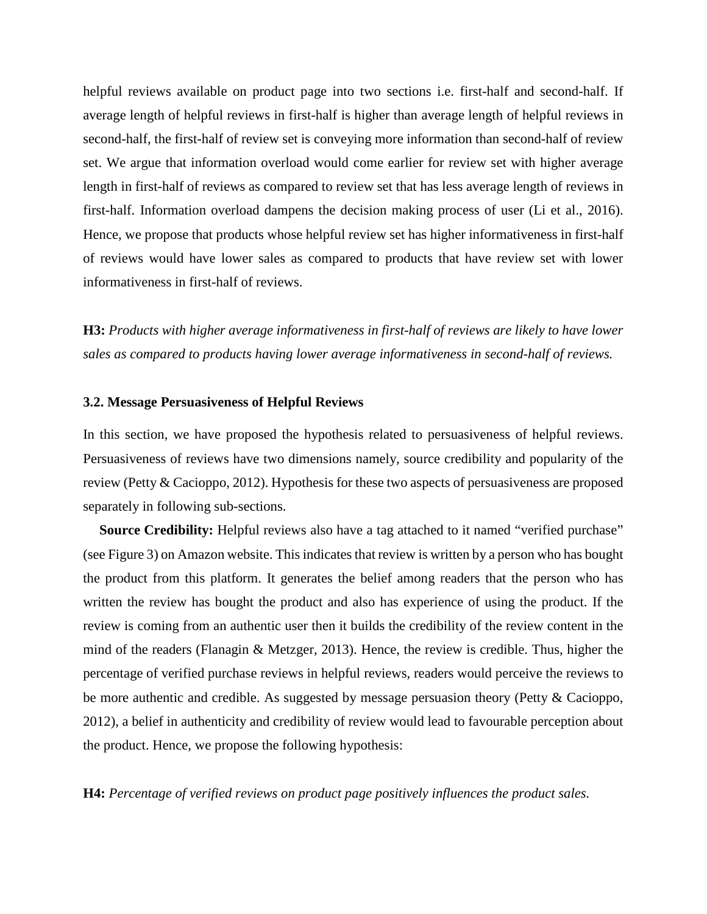helpful reviews available on product page into two sections i.e. first-half and second-half. If average length of helpful reviews in first-half is higher than average length of helpful reviews in second-half, the first-half of review set is conveying more information than second-half of review set. We argue that information overload would come earlier for review set with higher average length in first-half of reviews as compared to review set that has less average length of reviews in first-half. Information overload dampens the decision making process of user (Li et al., 2016). Hence, we propose that products whose helpful review set has higher informativeness in first-half of reviews would have lower sales as compared to products that have review set with lower informativeness in first-half of reviews.

**H3:** *Products with higher average informativeness in first-half of reviews are likely to have lower sales as compared to products having lower average informativeness in second-half of reviews.*

### 3.2. Message Persuasiveness of Helpful Reviews

In this section, we have proposed the hypothesis related to persuasiveness of helpful reviews. Persuasiveness of reviews have two dimensions namely, source credibility and popularity of the review (Petty & Cacioppo, 2012). Hypothesis for these two aspects of persuasiveness are proposed separately in following sub-sections.

**Source Credibility:** Helpful reviews also have a tag attached to it named "verified purchase" (see Figure 3) on Amazon website. This indicates that review is written by a person who has bought the product from this platform. It generates the belief among readers that the person who has written the review has bought the product and also has experience of using the product. If the review is coming from an authentic user then it builds the credibility of the review content in the mind of the readers (Flanagin & Metzger, 2013). Hence, the review is credible. Thus, higher the percentage of verified purchase reviews in helpful reviews, readers would perceive the reviews to be more authentic and credible. As suggested by message persuasion theory (Petty & Cacioppo, 2012), a belief in authenticity and credibility of review would lead to favourable perception about the product. Hence, we propose the following hypothesis:

**H4:** *Percentage of verified reviews on product page positively influences the product sales.*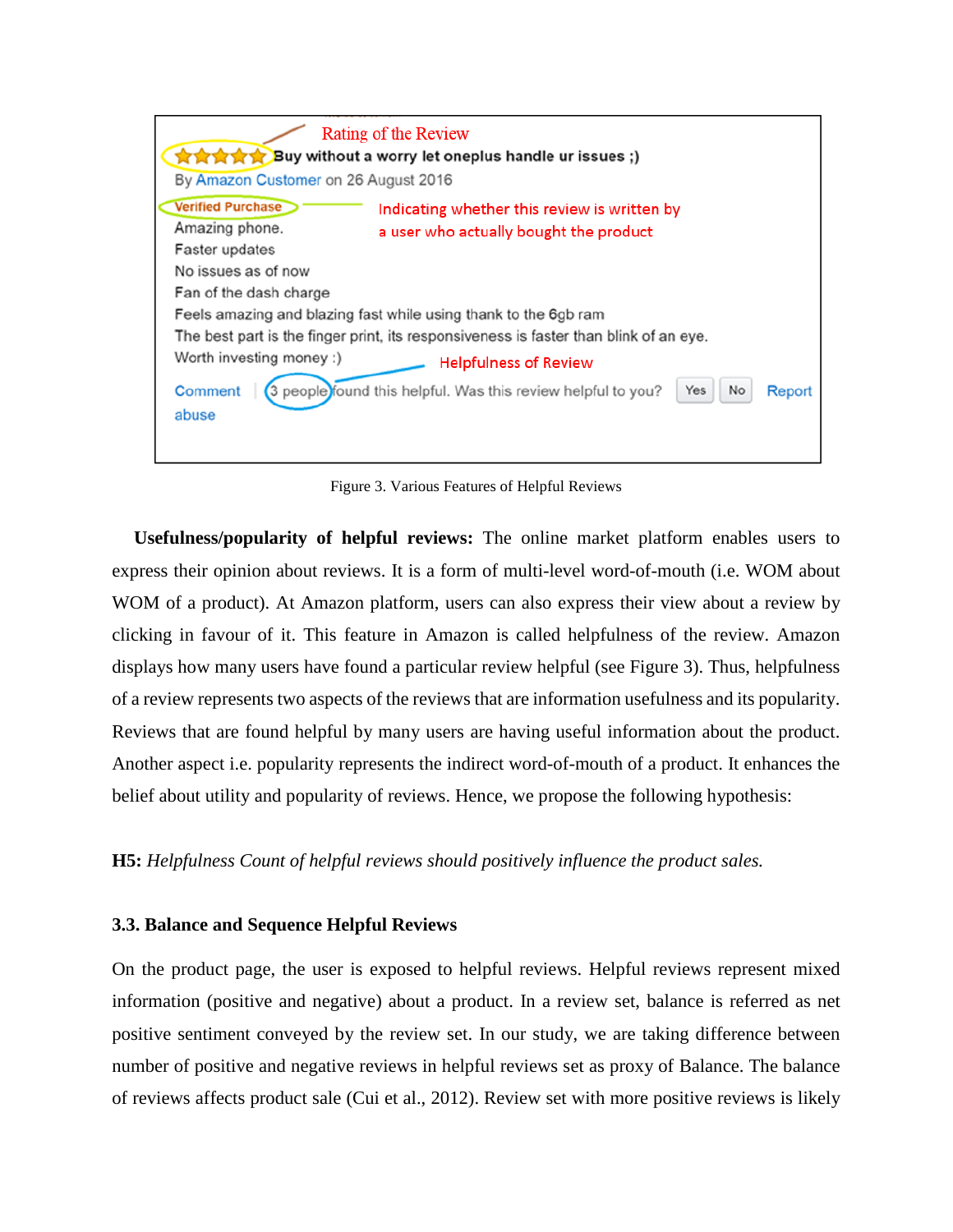Figure 3. Various Features of Helpful Reviews

**Usefulness/popularity of helpful reviews:** The online market platform enables users to express their opinion about reviews. It is a form of multi-level word-of-mouth (i.e. WOM about WOM of a product). At Amazon platform, users can also express their view about a review by clicking in favour of it. This feature in Amazon is called helpfulness of the review. Amazon displays how many users have found a particular review helpful (see Figure 3). Thus, helpfulness of a review represents two aspects of the reviews that are information usefulness and its popularity. Reviews that are found helpful by many users are having useful information about the product. Another aspect i.e. popularity represents the indirect word-of-mouth of a product. It enhances the belief about utility and popularity of reviews. Hence, we propose the following hypothesis:

**H5:** *Helpfulness Count of helpful reviews should positively influence the product sales.*

### 3.3. Balance and Sequence Helpful Reviews

On the product page, the user is exposed to helpful reviews. Helpful reviews represent mixed information (positive and negative) about a product. In a review set, balance is referred as net positive sentiment conveyed by the review set. In our study, we are taking difference between number of positive and negative reviews in helpful reviews set as proxy of Balance. The balance of reviews affects product sale (Cui et al., 2012). Review set with more positive reviews is likely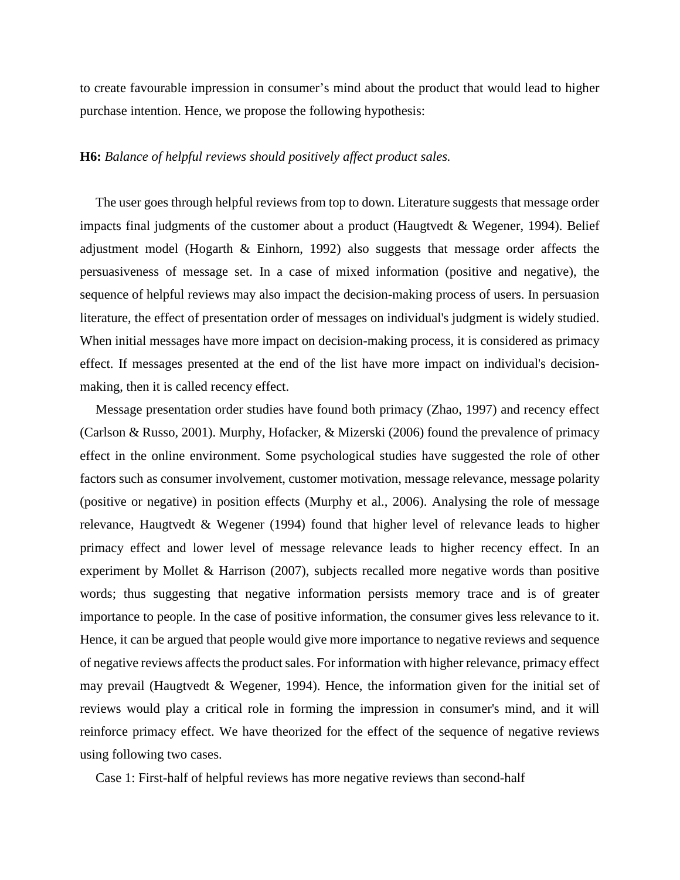to create favourable impression in consumer's mind about the product that would lead to higher purchase intention. Hence, we propose the following hypothesis:

**H6:** *Balance of helpful reviews should positively affect product sales.*

The user goes through helpful reviews from top to down. Literature suggests that message order impacts final judgments of the customer about a product (Haugtvedt & Wegener, 1994). Belief adjustment model (Hogarth & Einhorn, 1992) also suggests that message order affects the persuasiveness of message set. In a case of mixed information (positive and negative), the sequence of helpful reviews may also impact the decision-making process of users. In persuasion literature, the effect of presentation order of messages on individual's judgment is widely studied. When initial messages have more impact on decision-making process, it is considered as primacy effect. If messages presented at the end of the list have more impact on individual's decision-making, then it is called recency effect.

Message presentation order studies have found both primacy (Zhao, 1997) and recency effect (Carlson & Russo, 2001). Murphy, Hofacker, & Mizerski (2006) found the prevalence of primacy effect in the online environment. Some psychological studies have suggested the role of other factors such as consumer involvement, customer motivation, message relevance, message polarity (positive or negative) in position effects (Murphy et al., 2006). Analysing the role of message relevance, Haugtvedt & Wegener (1994) found that higher level of relevance leads to higher primacy effect and lower level of message relevance leads to higher recency effect. In an experiment by Mollet & Harrison (2007), subjects recalled more negative words than positive words; thus suggesting that negative information persists memory trace and is of greater importance to people. In the case of positive information, the consumer gives less relevance to it. Hence, it can be argued that people would give more importance to negative reviews and sequence of negative reviews affects the product sales. For information with higher relevance, primacy effect may prevail (Haugtvedt & Wegener, 1994). Hence, the information given for the initial set of reviews would play a critical role in forming the impression in consumer's mind, and it will reinforce primacy effect. We have theorized for the effect of the sequence of negative reviews using following two cases.

Case 1: First-half of helpful reviews has more negative reviews than second-half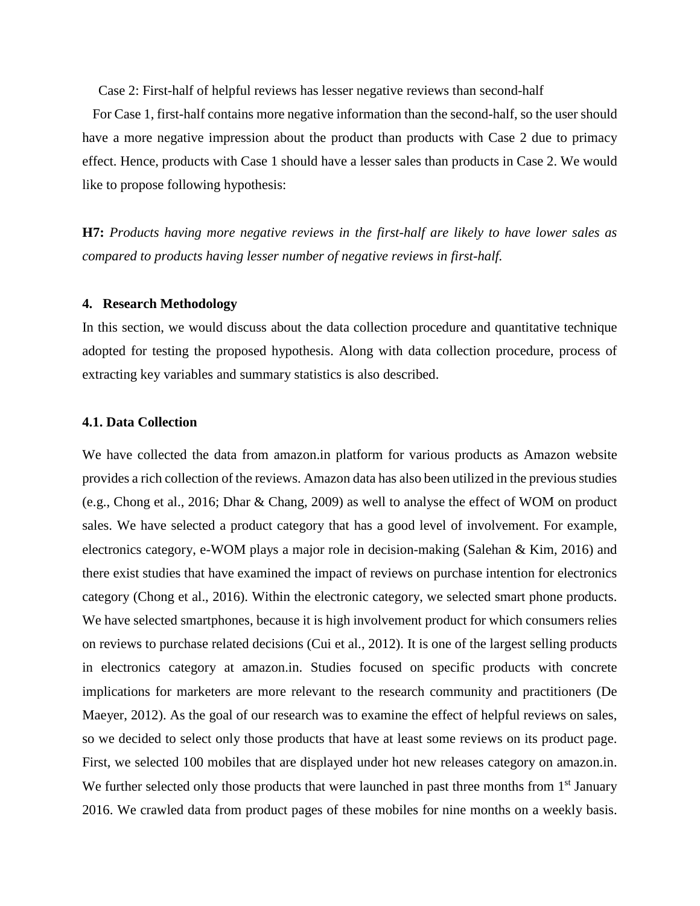Case 2: First-half of helpful reviews has lesser negative reviews than second-half

For Case 1, first-half contains more negative information than the second-half, so the user should have a more negative impression about the product than products with Case 2 due to primacy effect. Hence, products with Case 1 should have a lesser sales than products in Case 2. We would like to propose following hypothesis:

**H7:** *Products having more negative reviews in the first-half are likely to have lower sales as compared to products having lesser number of negative reviews in first-half.*

## 4. Research Methodology

In this section, we would discuss about the data collection procedure and quantitative technique adopted for testing the proposed hypothesis. Along with data collection procedure, process of extracting key variables and summary statistics is also described.

### 4.1. Data Collection

We have collected the data from amazon.in platform for various products as Amazon website provides a rich collection of the reviews. Amazon data has also been utilized in the previous studies (e.g., Chong et al., 2016; Dhar & Chang, 2009) as well to analyse the effect of WOM on product sales. We have selected a product category that has a good level of involvement. For example, electronics category, e-WOM plays a major role in decision-making (Salehan & Kim, 2016) and there exist studies that have examined the impact of reviews on purchase intention for electronics category (Chong et al., 2016). Within the electronic category, we selected smart phone products. We have selected smartphones, because it is high involvement product for which consumers relies on reviews to purchase related decisions (Cui et al., 2012). It is one of the largest selling products in electronics category at amazon.in. Studies focused on specific products with concrete implications for marketers are more relevant to the research community and practitioners (De Maeyer, 2012). As the goal of our research was to examine the effect of helpful reviews on sales, so we decided to select only those products that have at least some reviews on its product page. First, we selected 100 mobiles that are displayed under hot new releases category on amazon.in. We further selected only those products that were launched in past three months from 1st January 2016. We crawled data from product pages of these mobiles for nine months on a weekly basis.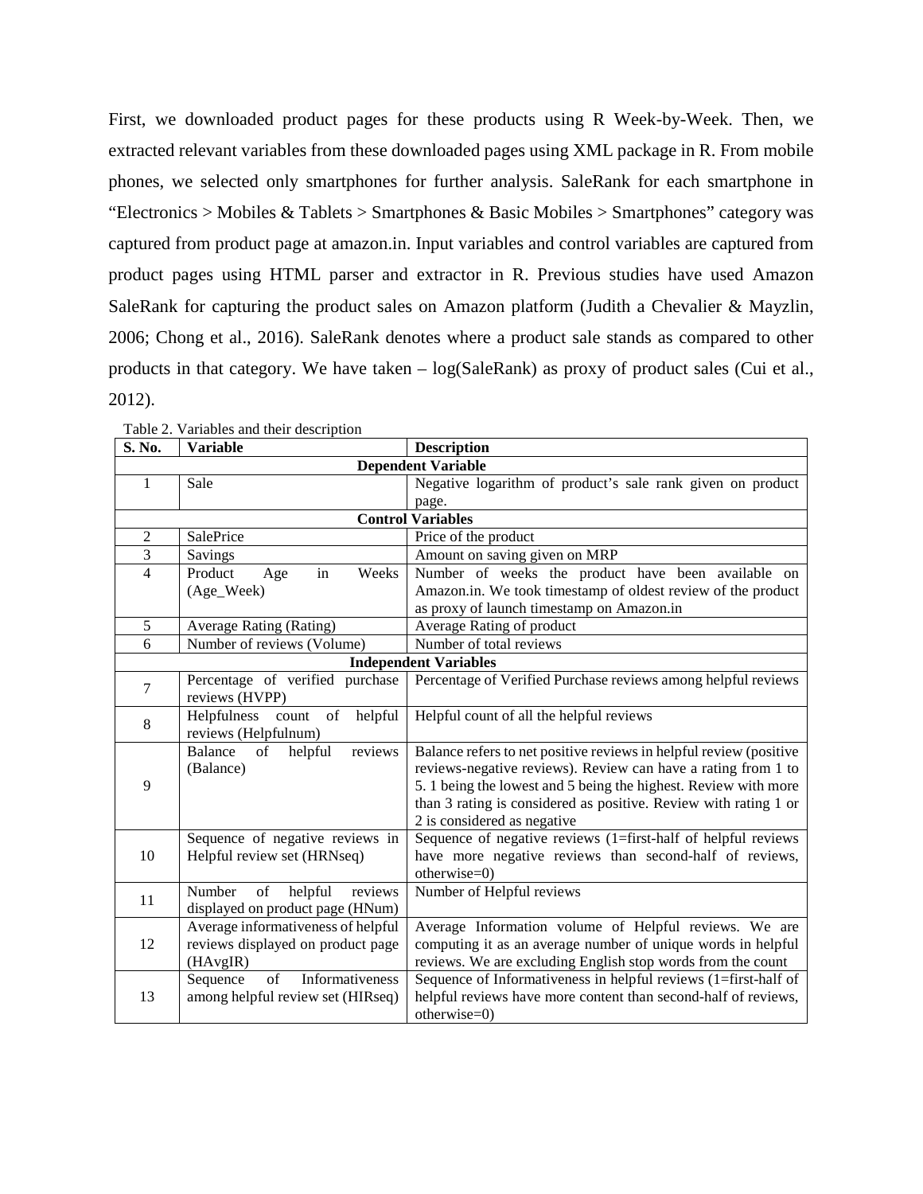First, we downloaded product pages for these products using R Week-by-Week. Then, we extracted relevant variables from these downloaded pages using XML package in R. From mobile phones, we selected only smartphones for further analysis. SaleRank for each smartphone in "Electronics > Mobiles & Tablets > Smartphones & Basic Mobiles > Smartphones" category was captured from product page at amazon.in. Input variables and control variables are captured from product pages using HTML parser and extractor in R. Previous studies have used Amazon SaleRank for capturing the product sales on Amazon platform (Judith a Chevalier & Mayzlin, 2006; Chong et al., 2016). SaleRank denotes where a product sale stands as compared to other products in that category. We have taken – log(SaleRank) as proxy of product sales (Cui et al., 2012).

Table 2. Variables and their description

| S. No. | Variable | Description |
|---|---|---|
| **Dependent Variable** | | |
| 1 | Sale | Negative logarithm of product's sale rank given on product page. |
| **Control Variables** | | |
| 2 | SalePrice | Price of the product |
| 3 | Savings | Amount on saving given on MRP |
| 4 | Product Age in Weeks (Age_Week) | Number of weeks the product have been available on Amazon.in. We took timestamp of oldest review of the product as proxy of launch timestamp on Amazon.in |
| 5 | Average Rating (Rating) | Average Rating of product |
| 6 | Number of reviews (Volume) | Number of total reviews |
| **Independent Variables** | | |
| 7 | Percentage of verified purchase reviews (HVPP) | Percentage of Verified Purchase reviews among helpful reviews |
| 8 | Helpfulness count of helpful reviews (Helpfulnum) | Helpful count of all the helpful reviews |
| 9 | Balance of helpful reviews (Balance) | Balance refers to net positive reviews in helpful review (positive reviews-negative reviews). Review can have a rating from 1 to 5. 1 being the lowest and 5 being the highest. Review with more than 3 rating is considered as positive. Review with rating 1 or 2 is considered as negative |
| 10 | Sequence of negative reviews in Helpful review set (HRNseq) | Sequence of negative reviews (1=first-half of helpful reviews have more negative reviews than second-half of reviews, otherwise=0) |
| 11 | Number of helpful reviews displayed on product page (HNum) | Number of Helpful reviews |
| 12 | Average informativeness of helpful reviews displayed on product page (HAvgIR) | Average Information volume of Helpful reviews. We are computing it as an average number of unique words in helpful reviews. We are excluding English stop words from the count |
| 13 | Sequence of Informativeness among helpful review set (HIRseq) | Sequence of Informativeness in helpful reviews (1=first-half of helpful reviews have more content than second-half of reviews, otherwise=0) |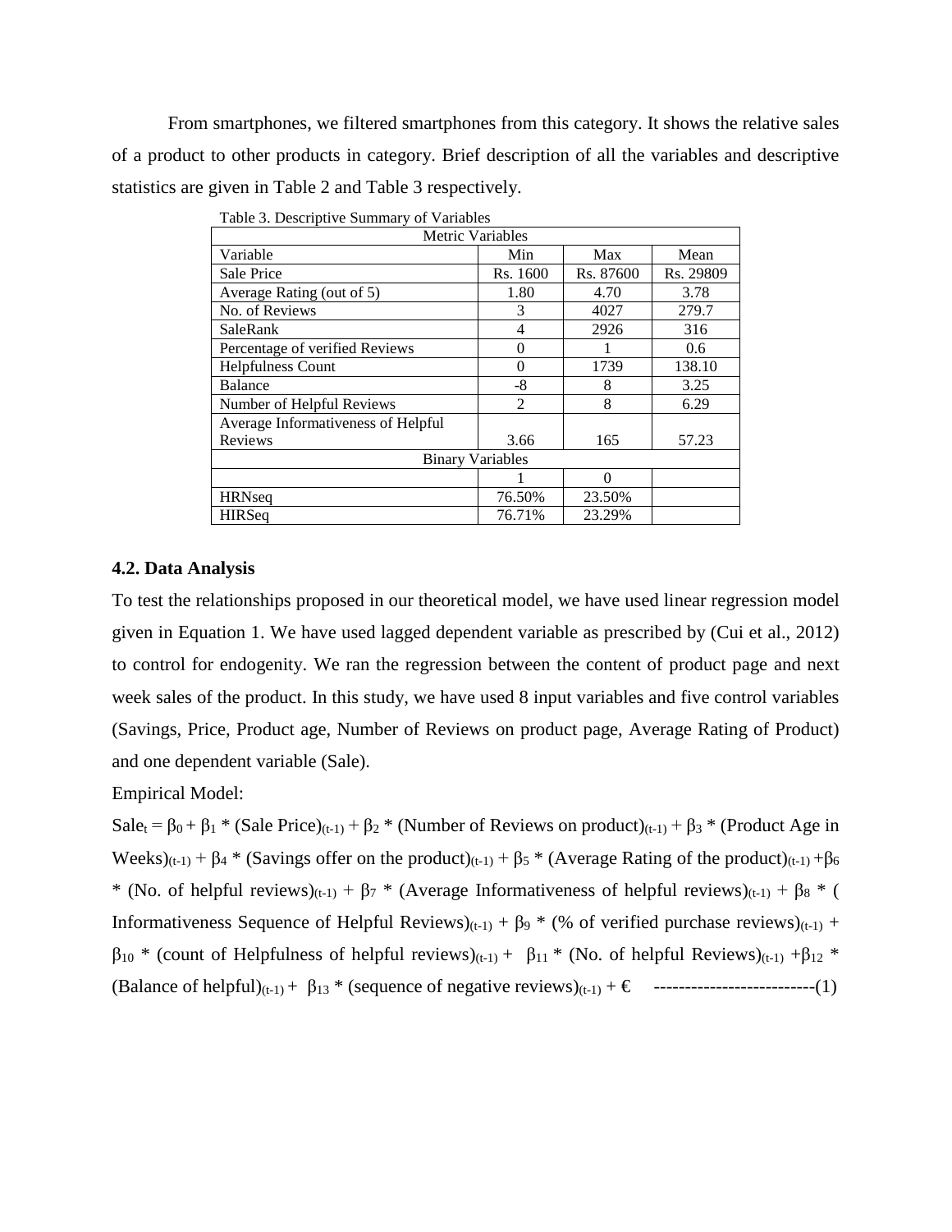From smartphones, we filtered smartphones from this category. It shows the relative sales of a product to other products in category. Brief description of all the variables and descriptive statistics are given in Table 2 and Table 3 respectively.

Table 3. Descriptive Summary of Variables

| Metric Variables | | | |
|---|---|---|---|
| Variable | Min | Max | Mean |
| Sale Price | Rs. 1600 | Rs. 87600 | Rs. 29809 |
| Average Rating (out of 5) | 1.80 | 4.70 | 3.78 |
| No. of Reviews | 3 | 4027 | 279.7 |
| SaleRank | 4 | 2926 | 316 |
| Percentage of verified Reviews | 0 | 1 | 0.6 |
| Helpfulness Count | 0 | 1739 | 138.10 |
| Balance | -8 | 8 | 3.25 |
| Number of Helpful Reviews | 2 | 8 | 6.29 |
| Average Informativeness of Helpful Reviews | 3.66 | 165 | 57.23 |
| Binary Variables | | | |
| | 1 | 0 | |
| HRNseq | 76.50% | 23.50% | |
| HIRSeq | 76.71% | 23.29% | |

### 4.2. Data Analysis

To test the relationships proposed in our theoretical model, we have used linear regression model given in Equation 1. We have used lagged dependent variable as prescribed by (Cui et al., 2012) to control for endogenity. We ran the regression between the content of product page and next week sales of the product. In this study, we have used 8 input variables and five control variables (Savings, Price, Product age, Number of Reviews on product page, Average Rating of Product) and one dependent variable (Sale).

Empirical Model:

$$Sale_t = \beta_0 + \beta_1 * (\text{Sale Price})_{(t-1)} + \beta_2 * (\text{Number of Reviews on product})_{(t-1)} + \beta_3 * (\text{Product Age in Weeks})_{(t-1)} + \beta_4 * (\text{Savings offer on the product})_{(t-1)} + \beta_5 * (\text{Average Rating of the product})_{(t-1)} + \beta_6 * (\text{No. of helpful reviews})_{(t-1)} + \beta_7 * (\text{Average Informativeness of helpful reviews})_{(t-1)} + \beta_8 * (\text{Informativeness Sequence of Helpful Reviews})_{(t-1)} + \beta_9 * (\text{\% of verified purchase reviews})_{(t-1)} + \beta_{10} * (\text{count of Helpfulness of helpful reviews})_{(t-1)} + \beta_{11} * (\text{No. of helpful Reviews})_{(t-1)} + \beta_{12} * (\text{Balance of helpful})_{(t-1)} + \beta_{13} * (\text{sequence of negative reviews})_{(t-1)} + € \quad \text{-------------------------(1)}$$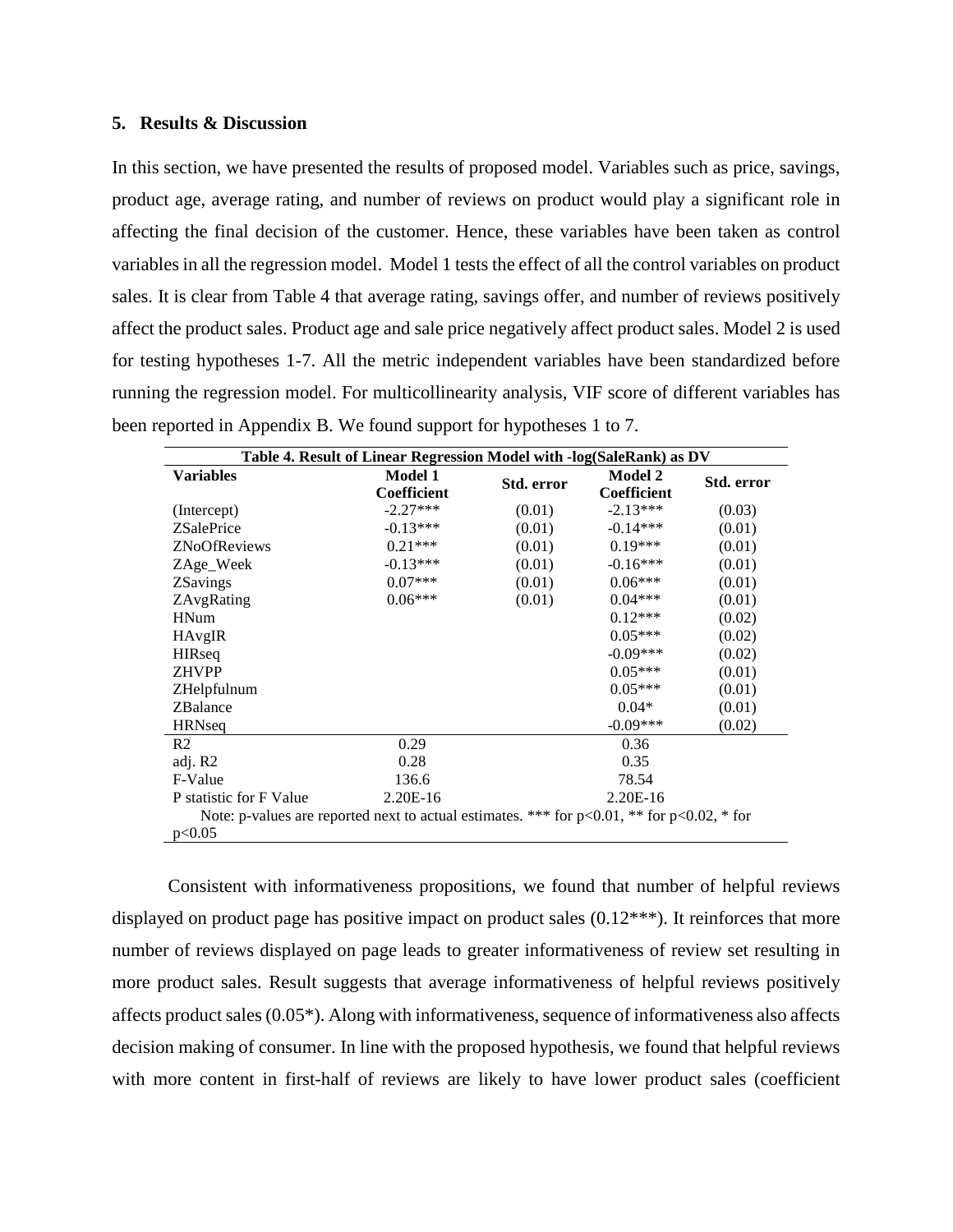## 5. Results & Discussion

In this section, we have presented the results of proposed model. Variables such as price, savings, product age, average rating, and number of reviews on product would play a significant role in affecting the final decision of the customer. Hence, these variables have been taken as control variables in all the regression model. Model 1 tests the effect of all the control variables on product sales. It is clear from Table 4 that average rating, savings offer, and number of reviews positively affect the product sales. Product age and sale price negatively affect product sales. Model 2 is used for testing hypotheses 1-7. All the metric independent variables have been standardized before running the regression model. For multicollinearity analysis, VIF score of different variables has been reported in Appendix B. We found support for hypotheses 1 to 7.

**Table 4. Result of Linear Regression Model with -log(SaleRank) as DV**

| Variables | Model 1 Coefficient | Std. error | Model 2 Coefficient | Std. error |
|---|---|---|---|---|
| (Intercept) | -2.27*** | (0.01) | -2.13*** | (0.03) |
| ZSalePrice | -0.13*** | (0.01) | -0.14*** | (0.01) |
| ZNoOfReviews | 0.21*** | (0.01) | 0.19*** | (0.01) |
| ZAge_Week | -0.13*** | (0.01) | -0.16*** | (0.01) |
| ZSavings | 0.07*** | (0.01) | 0.06*** | (0.01) |
| ZAvgRating | 0.06*** | (0.01) | 0.04*** | (0.01) |
| HNum | | | 0.12*** | (0.02) |
| HAvgIR | | | 0.05*** | (0.02) |
| HIRseq | | | -0.09*** | (0.02) |
| ZHVPP | | | 0.05*** | (0.01) |
| ZHelpfulnum | | | 0.05*** | (0.01) |
| ZBalance | | | 0.04* | (0.01) |
| HRNseq | | | -0.09*** | (0.02) |
| R2 | 0.29 | | 0.36 | |
| adj. R2 | 0.28 | | 0.35 | |
| F-Value | 136.6 | | 78.54 | |
| P statistic for F Value | 2.20E-16 | | 2.20E-16 | |

Note: p-values are reported next to actual estimates. *** for $p<0.01$, ** for $p<0.02$, * for $p<0.05$

Consistent with informativeness propositions, we found that number of helpful reviews displayed on product page has positive impact on product sales (0.12***). It reinforces that more number of reviews displayed on page leads to greater informativeness of review set resulting in more product sales. Result suggests that average informativeness of helpful reviews positively affects product sales (0.05*). Along with informativeness, sequence of informativeness also affects decision making of consumer. In line with the proposed hypothesis, we found that helpful reviews with more content in first-half of reviews are likely to have lower product sales (coefficient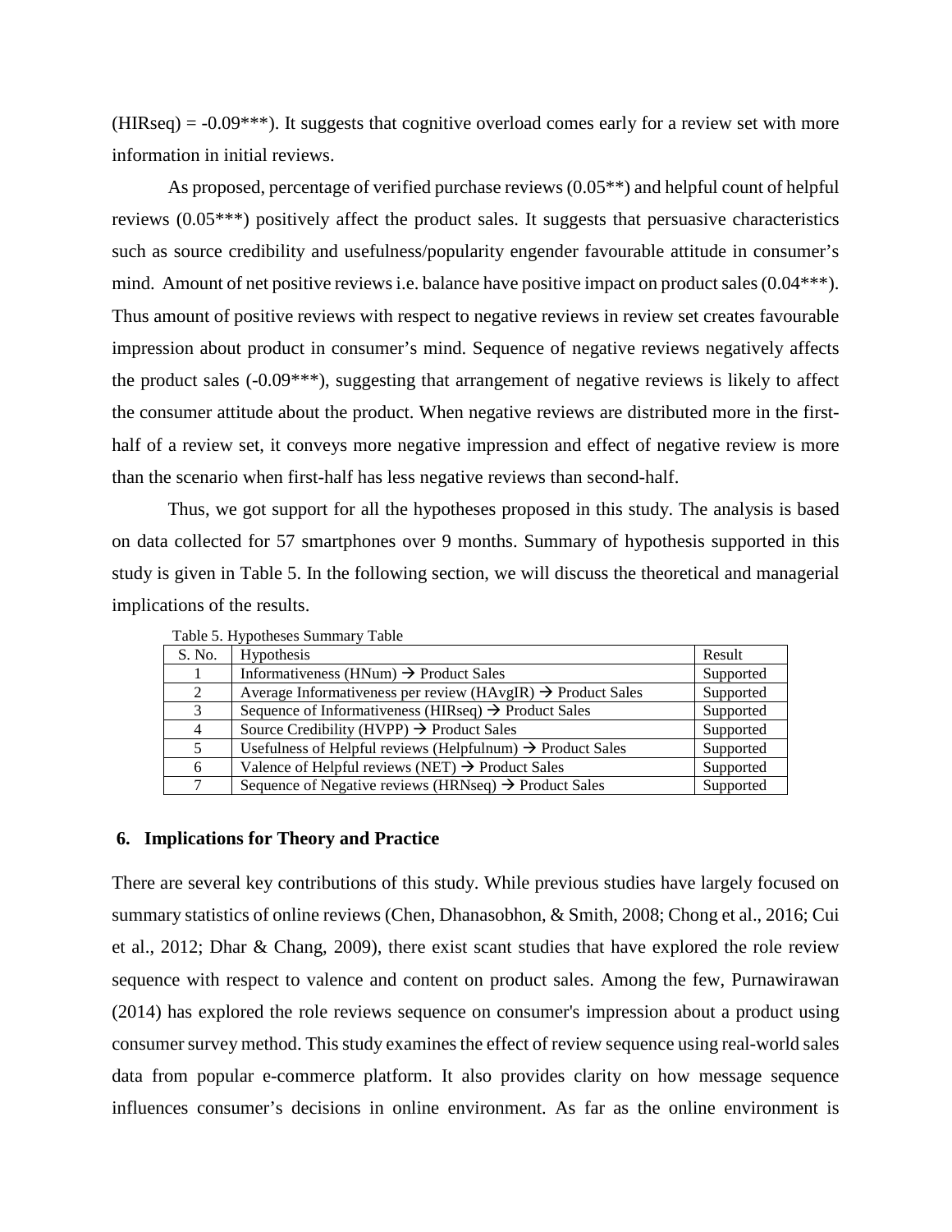(HIRseq) = -0.09***). It suggests that cognitive overload comes early for a review set with more information in initial reviews.

As proposed, percentage of verified purchase reviews (0.05**) and helpful count of helpful reviews (0.05***) positively affect the product sales. It suggests that persuasive characteristics such as source credibility and usefulness/popularity engender favourable attitude in consumer's mind. Amount of net positive reviews i.e. balance have positive impact on product sales (0.04***). Thus amount of positive reviews with respect to negative reviews in review set creates favourable impression about product in consumer's mind. Sequence of negative reviews negatively affects the product sales (-0.09***), suggesting that arrangement of negative reviews is likely to affect the consumer attitude about the product. When negative reviews are distributed more in the first-half of a review set, it conveys more negative impression and effect of negative review is more than the scenario when first-half has less negative reviews than second-half.

Thus, we got support for all the hypotheses proposed in this study. The analysis is based on data collected for 57 smartphones over 9 months. Summary of hypothesis supported in this study is given in Table 5. In the following section, we will discuss the theoretical and managerial implications of the results.

Table 5. Hypotheses Summary Table

| S. No. | Hypothesis | Result |
|---|---|---|
| 1 | Informativeness (HNum) → Product Sales | Supported |
| 2 | Average Informativeness per review (HAvgIR) → Product Sales | Supported |
| 3 | Sequence of Informativeness (HIRseq) → Product Sales | Supported |
| 4 | Source Credibility (HVPP) → Product Sales | Supported |
| 5 | Usefulness of Helpful reviews (Helpfulnum) → Product Sales | Supported |
| 6 | Valence of Helpful reviews (NET) → Product Sales | Supported |
| 7 | Sequence of Negative reviews (HRNseq) → Product Sales | Supported |

## 6. Implications for Theory and Practice

There are several key contributions of this study. While previous studies have largely focused on summary statistics of online reviews (Chen, Dhanasobhon, & Smith, 2008; Chong et al., 2016; Cui et al., 2012; Dhar & Chang, 2009), there exist scant studies that have explored the role review sequence with respect to valence and content on product sales. Among the few, Purnawirawan (2014) has explored the role reviews sequence on consumer's impression about a product using consumer survey method. This study examines the effect of review sequence using real-world sales data from popular e-commerce platform. It also provides clarity on how message sequence influences consumer's decisions in online environment. As far as the online environment is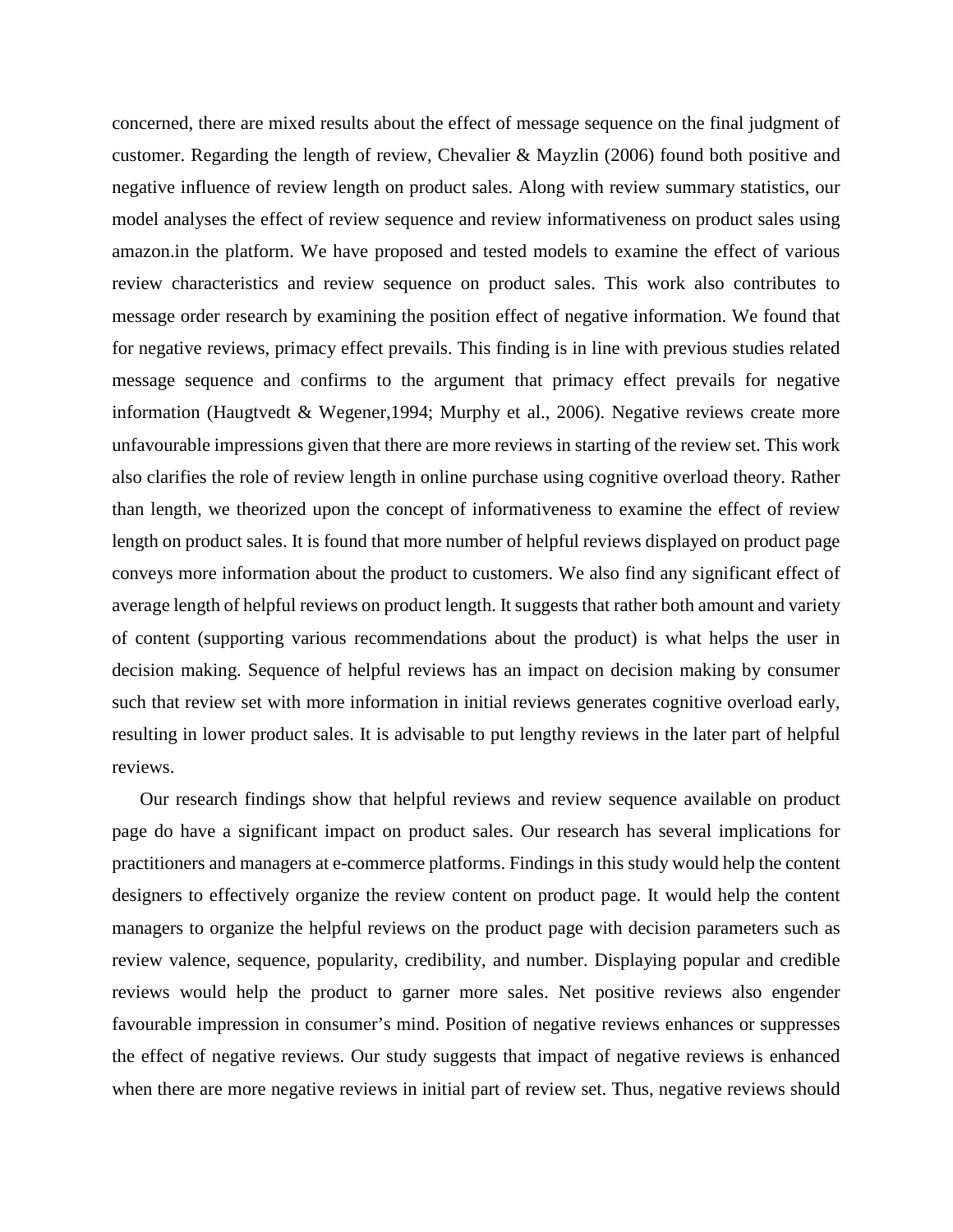concerned, there are mixed results about the effect of message sequence on the final judgment of customer. Regarding the length of review, Chevalier & Mayzlin (2006) found both positive and negative influence of review length on product sales. Along with review summary statistics, our model analyses the effect of review sequence and review informativeness on product sales using amazon.in the platform. We have proposed and tested models to examine the effect of various review characteristics and review sequence on product sales. This work also contributes to message order research by examining the position effect of negative information. We found that for negative reviews, primacy effect prevails. This finding is in line with previous studies related message sequence and confirms to the argument that primacy effect prevails for negative information (Haugtvedt & Wegener,1994; Murphy et al., 2006). Negative reviews create more unfavourable impressions given that there are more reviews in starting of the review set. This work also clarifies the role of review length in online purchase using cognitive overload theory. Rather than length, we theorized upon the concept of informativeness to examine the effect of review length on product sales. It is found that more number of helpful reviews displayed on product page conveys more information about the product to customers. We also find any significant effect of average length of helpful reviews on product length. It suggests that rather both amount and variety of content (supporting various recommendations about the product) is what helps the user in decision making. Sequence of helpful reviews has an impact on decision making by consumer such that review set with more information in initial reviews generates cognitive overload early, resulting in lower product sales. It is advisable to put lengthy reviews in the later part of helpful reviews.

Our research findings show that helpful reviews and review sequence available on product page do have a significant impact on product sales. Our research has several implications for practitioners and managers at e-commerce platforms. Findings in this study would help the content designers to effectively organize the review content on product page. It would help the content managers to organize the helpful reviews on the product page with decision parameters such as review valence, sequence, popularity, credibility, and number. Displaying popular and credible reviews would help the product to garner more sales. Net positive reviews also engender favourable impression in consumer's mind. Position of negative reviews enhances or suppresses the effect of negative reviews. Our study suggests that impact of negative reviews is enhanced when there are more negative reviews in initial part of review set. Thus, negative reviews should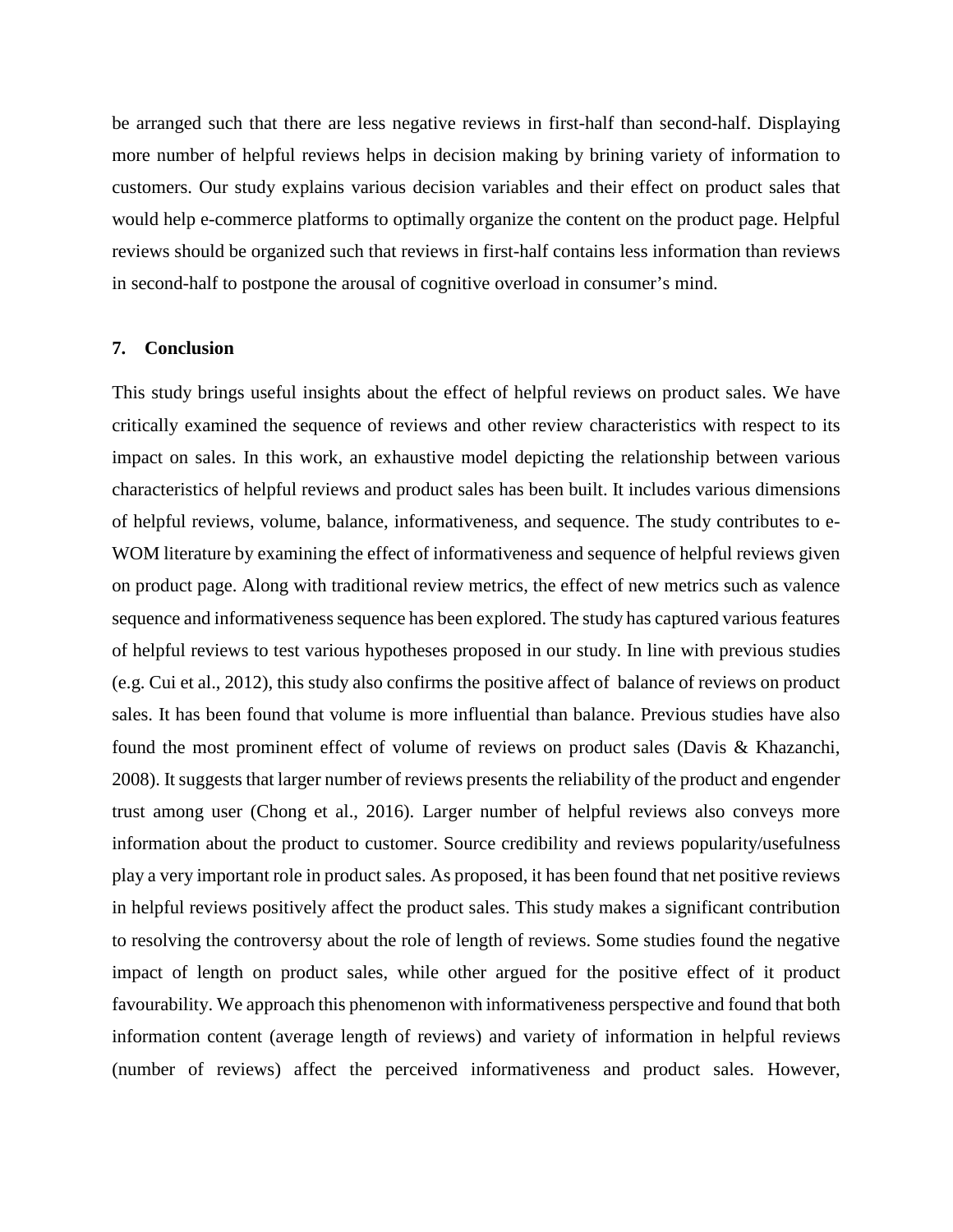be arranged such that there are less negative reviews in first-half than second-half. Displaying more number of helpful reviews helps in decision making by brining variety of information to customers. Our study explains various decision variables and their effect on product sales that would help e-commerce platforms to optimally organize the content on the product page. Helpful reviews should be organized such that reviews in first-half contains less information than reviews in second-half to postpone the arousal of cognitive overload in consumer's mind.

## 7. Conclusion

This study brings useful insights about the effect of helpful reviews on product sales. We have critically examined the sequence of reviews and other review characteristics with respect to its impact on sales. In this work, an exhaustive model depicting the relationship between various characteristics of helpful reviews and product sales has been built. It includes various dimensions of helpful reviews, volume, balance, informativeness, and sequence. The study contributes to e-WOM literature by examining the effect of informativeness and sequence of helpful reviews given on product page. Along with traditional review metrics, the effect of new metrics such as valence sequence and informativeness sequence has been explored. The study has captured various features of helpful reviews to test various hypotheses proposed in our study. In line with previous studies (e.g. Cui et al., 2012), this study also confirms the positive affect of balance of reviews on product sales. It has been found that volume is more influential than balance. Previous studies have also found the most prominent effect of volume of reviews on product sales (Davis & Khazanchi, 2008). It suggests that larger number of reviews presents the reliability of the product and engender trust among user (Chong et al., 2016). Larger number of helpful reviews also conveys more information about the product to customer. Source credibility and reviews popularity/usefulness play a very important role in product sales. As proposed, it has been found that net positive reviews in helpful reviews positively affect the product sales. This study makes a significant contribution to resolving the controversy about the role of length of reviews. Some studies found the negative impact of length on product sales, while other argued for the positive effect of it product favourability. We approach this phenomenon with informativeness perspective and found that both information content (average length of reviews) and variety of information in helpful reviews (number of reviews) affect the perceived informativeness and product sales. However,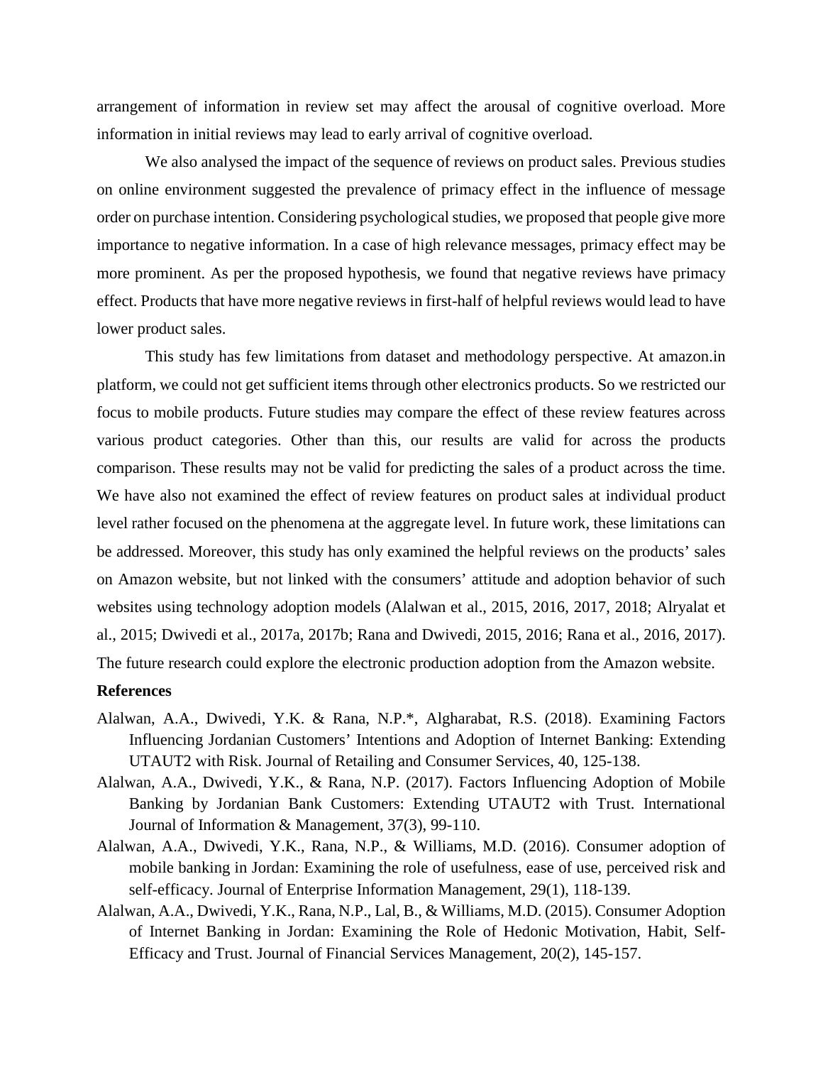arrangement of information in review set may affect the arousal of cognitive overload. More information in initial reviews may lead to early arrival of cognitive overload.

We also analysed the impact of the sequence of reviews on product sales. Previous studies on online environment suggested the prevalence of primacy effect in the influence of message order on purchase intention. Considering psychological studies, we proposed that people give more importance to negative information. In a case of high relevance messages, primacy effect may be more prominent. As per the proposed hypothesis, we found that negative reviews have primacy effect. Products that have more negative reviews in first-half of helpful reviews would lead to have lower product sales.

This study has few limitations from dataset and methodology perspective. At amazon.in platform, we could not get sufficient items through other electronics products. So we restricted our focus to mobile products. Future studies may compare the effect of these review features across various product categories. Other than this, our results are valid for across the products comparison. These results may not be valid for predicting the sales of a product across the time. We have also not examined the effect of review features on product sales at individual product level rather focused on the phenomena at the aggregate level. In future work, these limitations can be addressed. Moreover, this study has only examined the helpful reviews on the products' sales on Amazon website, but not linked with the consumers' attitude and adoption behavior of such websites using technology adoption models (Alalwan et al., 2015, 2016, 2017, 2018; Alryalat et al., 2015; Dwivedi et al., 2017a, 2017b; Rana and Dwivedi, 2015, 2016; Rana et al., 2016, 2017). The future research could explore the electronic production adoption from the Amazon website.

**References**

Alalwan, A.A., Dwivedi, Y.K. & Rana, N.P.*, Algharabat, R.S. (2018). Examining Factors Influencing Jordanian Customers' Intentions and Adoption of Internet Banking: Extending UTAUT2 with Risk. Journal of Retailing and Consumer Services, 40, 125-138.

Alalwan, A.A., Dwivedi, Y.K., & Rana, N.P. (2017). Factors Influencing Adoption of Mobile Banking by Jordanian Bank Customers: Extending UTAUT2 with Trust. International Journal of Information & Management, 37(3), 99-110.

Alalwan, A.A., Dwivedi, Y.K., Rana, N.P., & Williams, M.D. (2016). Consumer adoption of mobile banking in Jordan: Examining the role of usefulness, ease of use, perceived risk and self-efficacy. Journal of Enterprise Information Management, 29(1), 118-139.

Alalwan, A.A., Dwivedi, Y.K., Rana, N.P., Lal, B., & Williams, M.D. (2015). Consumer Adoption of Internet Banking in Jordan: Examining the Role of Hedonic Motivation, Habit, Self-Efficacy and Trust. Journal of Financial Services Management, 20(2), 145-157.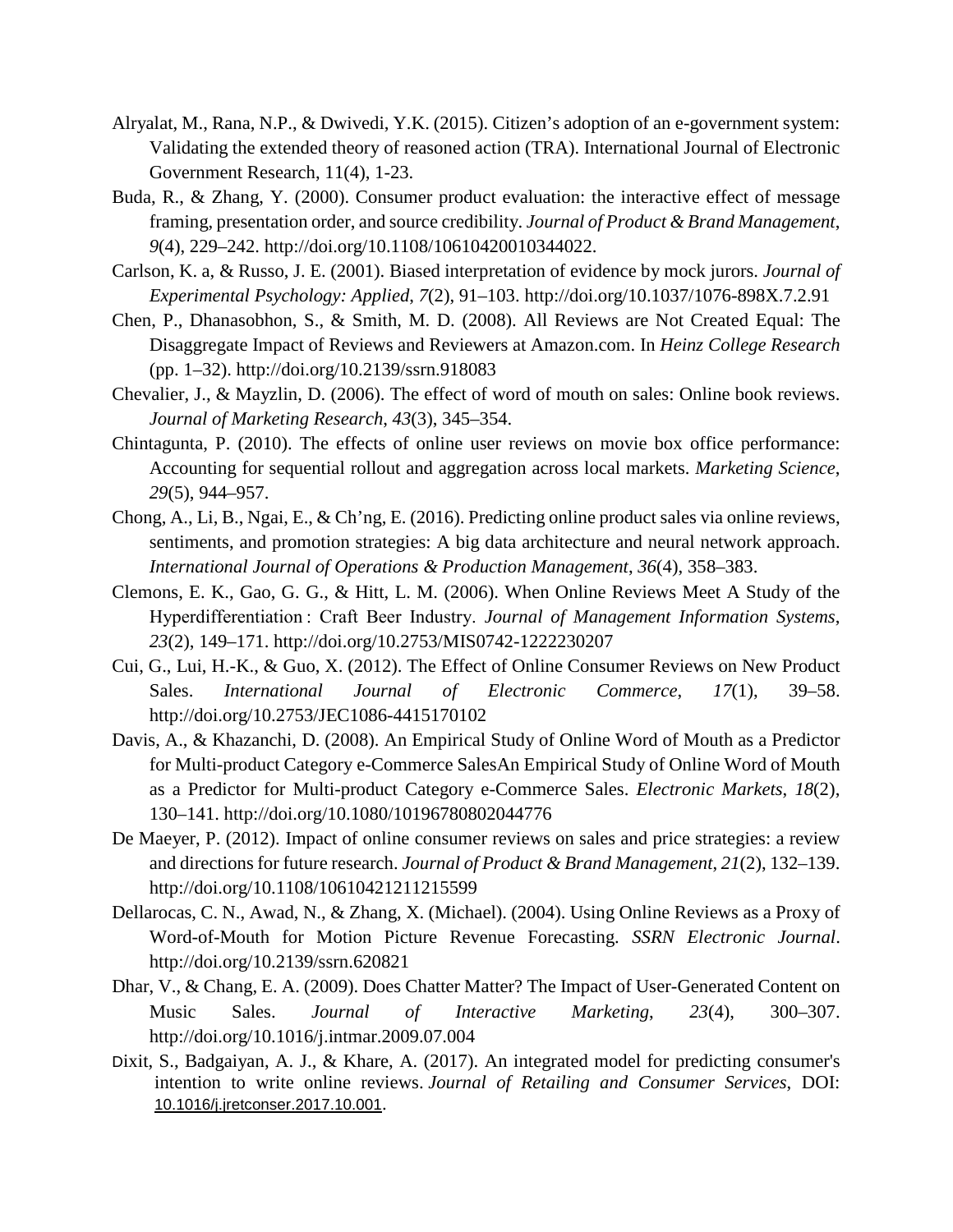Alryalat, M., Rana, N.P., & Dwivedi, Y.K. (2015). Citizen's adoption of an e-government system: Validating the extended theory of reasoned action (TRA). International Journal of Electronic Government Research, 11(4), 1-23.

Buda, R., & Zhang, Y. (2000). Consumer product evaluation: the interactive effect of message framing, presentation order, and source credibility. *Journal of Product & Brand Management*, *9*(4), 229–242. http://doi.org/10.1108/10610420010344022.

Carlson, K. a, & Russo, J. E. (2001). Biased interpretation of evidence by mock jurors. *Journal of Experimental Psychology: Applied*, *7*(2), 91–103. http://doi.org/10.1037/1076-898X.7.2.91

Chen, P., Dhanasobhon, S., & Smith, M. D. (2008). All Reviews are Not Created Equal: The Disaggregate Impact of Reviews and Reviewers at Amazon.com. In *Heinz College Research* (pp. 1–32). http://doi.org/10.2139/ssrn.918083

Chevalier, J., & Mayzlin, D. (2006). The effect of word of mouth on sales: Online book reviews. *Journal of Marketing Research*, *43*(3), 345–354.

Chintagunta, P. (2010). The effects of online user reviews on movie box office performance: Accounting for sequential rollout and aggregation across local markets. *Marketing Science*, *29*(5), 944–957.

Chong, A., Li, B., Ngai, E., & Ch'ng, E. (2016). Predicting online product sales via online reviews, sentiments, and promotion strategies: A big data architecture and neural network approach. *International Journal of Operations & Production Management*, *36*(4), 358–383.

Clemons, E. K., Gao, G. G., & Hitt, L. M. (2006). When Online Reviews Meet A Study of the Hyperdifferentiation : Craft Beer Industry. *Journal of Management Information Systems*, *23*(2), 149–171. http://doi.org/10.2753/MIS0742-1222230207

Cui, G., Lui, H.-K., & Guo, X. (2012). The Effect of Online Consumer Reviews on New Product Sales. *International Journal of Electronic Commerce*, *17*(1), 39–58. http://doi.org/10.2753/JEC1086-4415170102

Davis, A., & Khazanchi, D. (2008). An Empirical Study of Online Word of Mouth as a Predictor for Multi-product Category e-Commerce SalesAn Empirical Study of Online Word of Mouth as a Predictor for Multi-product Category e-Commerce Sales. *Electronic Markets*, *18*(2), 130–141. http://doi.org/10.1080/10196780802044776

De Maeyer, P. (2012). Impact of online consumer reviews on sales and price strategies: a review and directions for future research. *Journal of Product & Brand Management*, *21*(2), 132–139. http://doi.org/10.1108/10610421211215599

Dellarocas, C. N., Awad, N., & Zhang, X. (Michael). (2004). Using Online Reviews as a Proxy of Word-of-Mouth for Motion Picture Revenue Forecasting. *SSRN Electronic Journal*. http://doi.org/10.2139/ssrn.620821

Dhar, V., & Chang, E. A. (2009). Does Chatter Matter? The Impact of User-Generated Content on Music Sales. *Journal of Interactive Marketing*, *23*(4), 300–307. http://doi.org/10.1016/j.intmar.2009.07.004

Dixit, S., Badgaiyan, A. J., & Khare, A. (2017). An integrated model for predicting consumer's intention to write online reviews. *Journal of Retailing and Consumer Services*, DOI: 10.1016/j.jretconser.2017.10.001.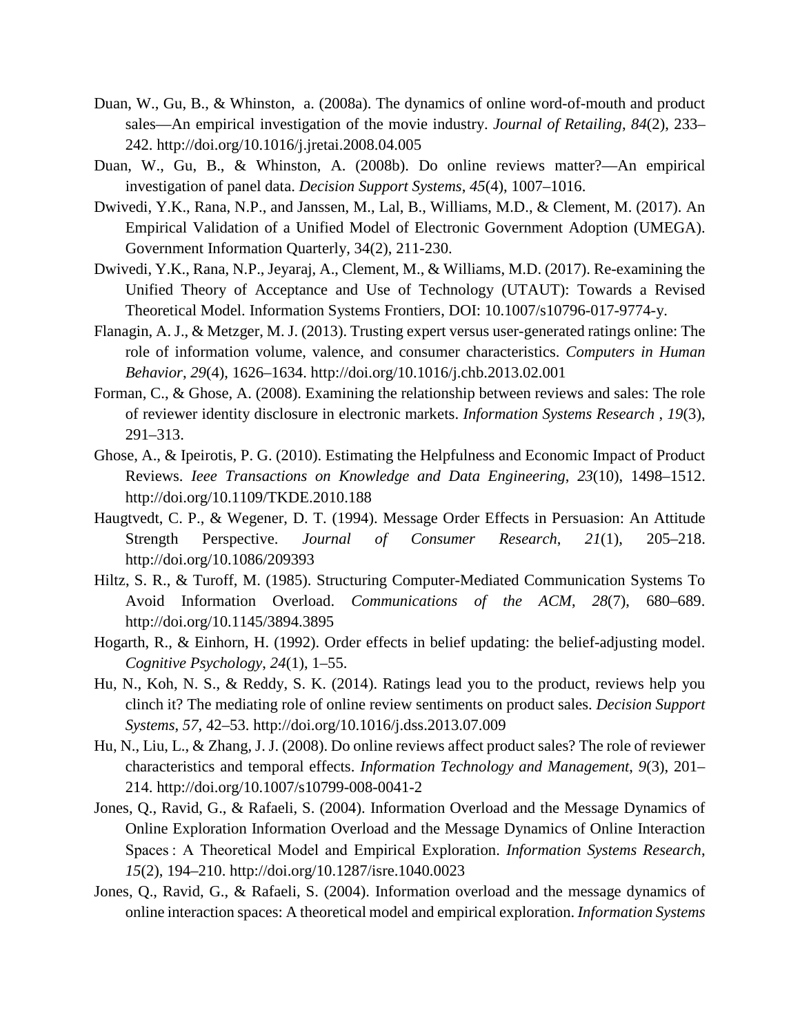Duan, W., Gu, B., & Whinston, a. (2008a). The dynamics of online word-of-mouth and product sales—An empirical investigation of the movie industry. *Journal of Retailing*, *84*(2), 233–242. http://doi.org/10.1016/j.jretai.2008.04.005

Duan, W., Gu, B., & Whinston, A. (2008b). Do online reviews matter?—An empirical investigation of panel data. *Decision Support Systems*, *45*(4), 1007–1016.

Dwivedi, Y.K., Rana, N.P., and Janssen, M., Lal, B., Williams, M.D., & Clement, M. (2017). An Empirical Validation of a Unified Model of Electronic Government Adoption (UMEGA). Government Information Quarterly, 34(2), 211-230.

Dwivedi, Y.K., Rana, N.P., Jeyaraj, A., Clement, M., & Williams, M.D. (2017). Re-examining the Unified Theory of Acceptance and Use of Technology (UTAUT): Towards a Revised Theoretical Model. Information Systems Frontiers, DOI: 10.1007/s10796-017-9774-y.

Flanagin, A. J., & Metzger, M. J. (2013). Trusting expert versus user-generated ratings online: The role of information volume, valence, and consumer characteristics. *Computers in Human Behavior*, *29*(4), 1626–1634. http://doi.org/10.1016/j.chb.2013.02.001

Forman, C., & Ghose, A. (2008). Examining the relationship between reviews and sales: The role of reviewer identity disclosure in electronic markets. *Information Systems Research* , *19*(3), 291–313.

Ghose, A., & Ipeirotis, P. G. (2010). Estimating the Helpfulness and Economic Impact of Product Reviews. *Ieee Transactions on Knowledge and Data Engineering*, *23*(10), 1498–1512. http://doi.org/10.1109/TKDE.2010.188

Haugtvedt, C. P., & Wegener, D. T. (1994). Message Order Effects in Persuasion: An Attitude Strength Perspective. *Journal of Consumer Research*, *21*(1), 205–218. http://doi.org/10.1086/209393

Hiltz, S. R., & Turoff, M. (1985). Structuring Computer-Mediated Communication Systems To Avoid Information Overload. *Communications of the ACM*, *28*(7), 680–689. http://doi.org/10.1145/3894.3895

Hogarth, R., & Einhorn, H. (1992). Order effects in belief updating: the belief-adjusting model. *Cognitive Psychology*, *24*(1), 1–55.

Hu, N., Koh, N. S., & Reddy, S. K. (2014). Ratings lead you to the product, reviews help you clinch it? The mediating role of online review sentiments on product sales. *Decision Support Systems*, *57*, 42–53. http://doi.org/10.1016/j.dss.2013.07.009

Hu, N., Liu, L., & Zhang, J. J. (2008). Do online reviews affect product sales? The role of reviewer characteristics and temporal effects. *Information Technology and Management*, *9*(3), 201–214. http://doi.org/10.1007/s10799-008-0041-2

Jones, Q., Ravid, G., & Rafaeli, S. (2004). Information Overload and the Message Dynamics of Online Exploration Information Overload and the Message Dynamics of Online Interaction Spaces : A Theoretical Model and Empirical Exploration. *Information Systems Research*, *15*(2), 194–210. http://doi.org/10.1287/isre.1040.0023

Jones, Q., Ravid, G., & Rafaeli, S. (2004). Information overload and the message dynamics of online interaction spaces: A theoretical model and empirical exploration. *Information Systems*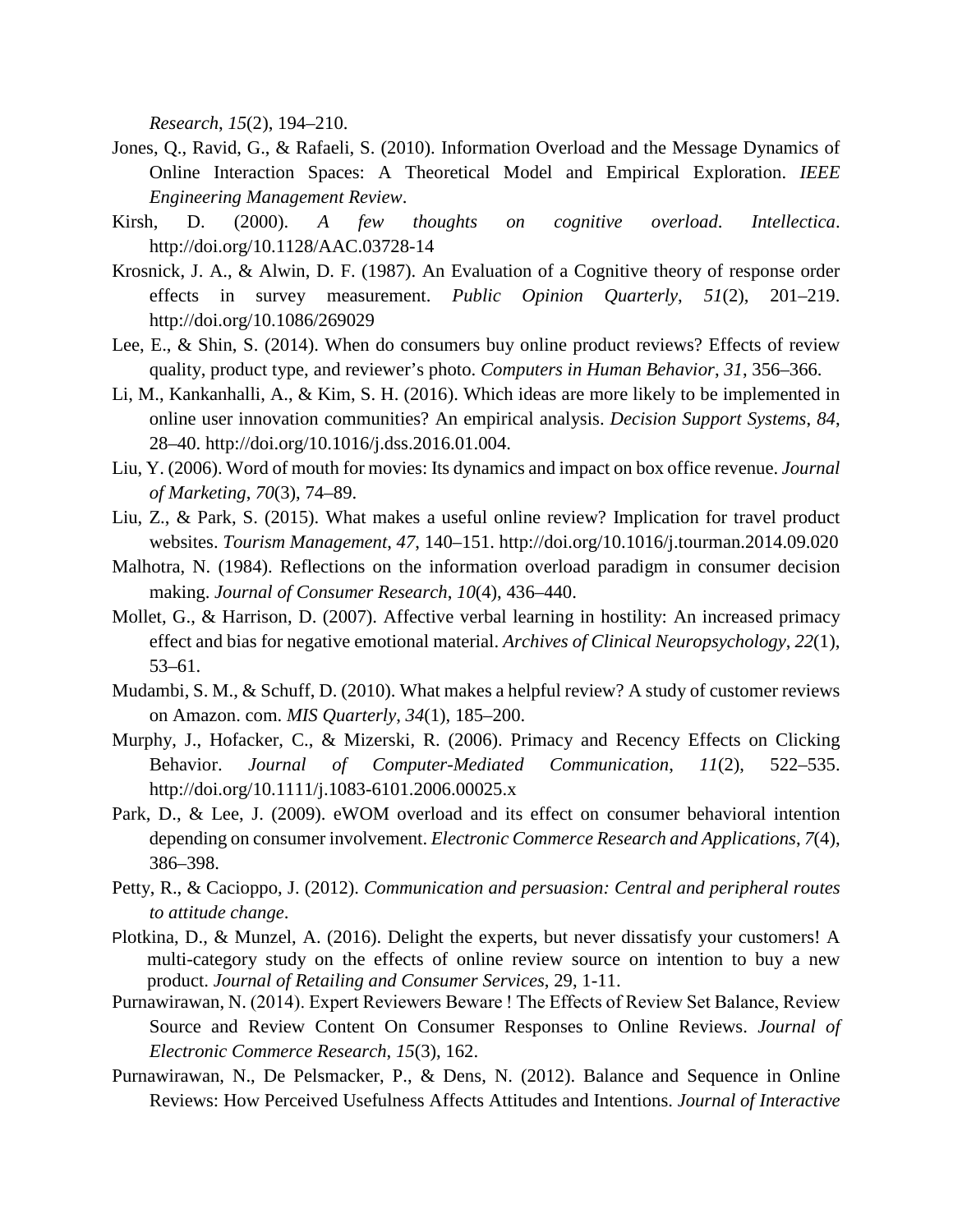*Research*, *15*(2), 194–210.

Jones, Q., Ravid, G., & Rafaeli, S. (2010). Information Overload and the Message Dynamics of Online Interaction Spaces: A Theoretical Model and Empirical Exploration. *IEEE Engineering Management Review*.

Kirsh, D. (2000). *A few thoughts on cognitive overload*. *Intellectica*. http://doi.org/10.1128/AAC.03728-14

Krosnick, J. A., & Alwin, D. F. (1987). An Evaluation of a Cognitive theory of response order effects in survey measurement. *Public Opinion Quarterly*, *51*(2), 201–219. http://doi.org/10.1086/269029

Lee, E., & Shin, S. (2014). When do consumers buy online product reviews? Effects of review quality, product type, and reviewer's photo. *Computers in Human Behavior*, *31*, 356–366.

Li, M., Kankanhalli, A., & Kim, S. H. (2016). Which ideas are more likely to be implemented in online user innovation communities? An empirical analysis. *Decision Support Systems*, *84*, 28–40. http://doi.org/10.1016/j.dss.2016.01.004.

Liu, Y. (2006). Word of mouth for movies: Its dynamics and impact on box office revenue. *Journal of Marketing*, *70*(3), 74–89.

Liu, Z., & Park, S. (2015). What makes a useful online review? Implication for travel product websites. *Tourism Management*, *47*, 140–151. http://doi.org/10.1016/j.tourman.2014.09.020

Malhotra, N. (1984). Reflections on the information overload paradigm in consumer decision making. *Journal of Consumer Research*, *10*(4), 436–440.

Mollet, G., & Harrison, D. (2007). Affective verbal learning in hostility: An increased primacy effect and bias for negative emotional material. *Archives of Clinical Neuropsychology*, *22*(1), 53–61.

Mudambi, S. M., & Schuff, D. (2010). What makes a helpful review? A study of customer reviews on Amazon. com. *MIS Quarterly*, *34*(1), 185–200.

Murphy, J., Hofacker, C., & Mizerski, R. (2006). Primacy and Recency Effects on Clicking Behavior. *Journal of Computer-Mediated Communication*, *11*(2), 522–535. http://doi.org/10.1111/j.1083-6101.2006.00025.x

Park, D., & Lee, J. (2009). eWOM overload and its effect on consumer behavioral intention depending on consumer involvement. *Electronic Commerce Research and Applications*, *7*(4), 386–398.

Petty, R., & Cacioppo, J. (2012). *Communication and persuasion: Central and peripheral routes to attitude change*.

Plotkina, D., & Munzel, A. (2016). Delight the experts, but never dissatisfy your customers! A multi-category study on the effects of online review source on intention to buy a new product. *Journal of Retailing and Consumer Services*, 29, 1-11.

Purnawirawan, N. (2014). Expert Reviewers Beware ! The Effects of Review Set Balance, Review Source and Review Content On Consumer Responses to Online Reviews. *Journal of Electronic Commerce Research*, *15*(3), 162.

Purnawirawan, N., De Pelsmacker, P., & Dens, N. (2012). Balance and Sequence in Online Reviews: How Perceived Usefulness Affects Attitudes and Intentions. *Journal of Interactive*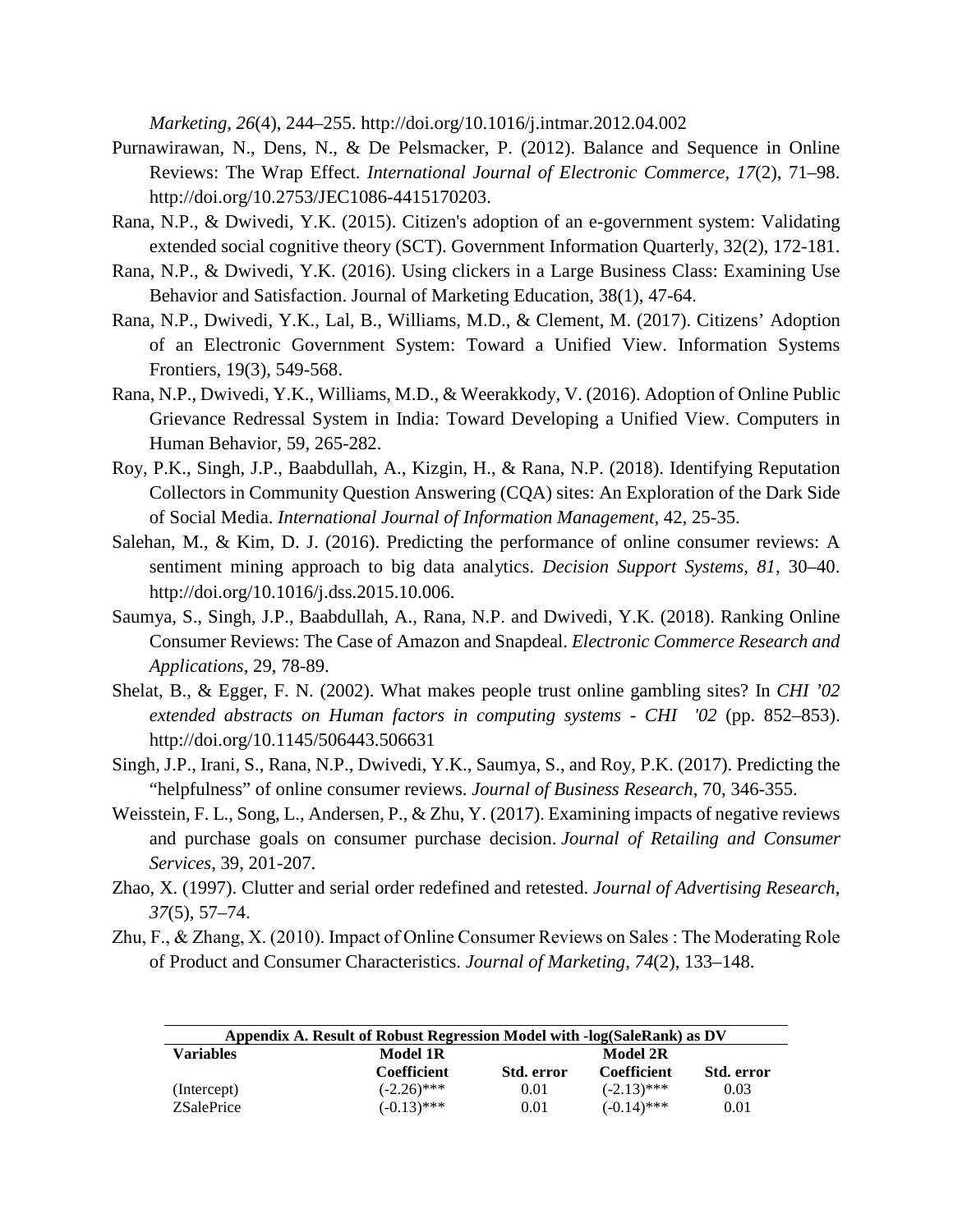*Marketing*, *26*(4), 244–255. http://doi.org/10.1016/j.intmar.2012.04.002

Purnawirawan, N., Dens, N., & De Pelsmacker, P. (2012). Balance and Sequence in Online Reviews: The Wrap Effect. *International Journal of Electronic Commerce*, *17*(2), 71–98. http://doi.org/10.2753/JEC1086-4415170203.

Rana, N.P., & Dwivedi, Y.K. (2015). Citizen's adoption of an e-government system: Validating extended social cognitive theory (SCT). Government Information Quarterly, 32(2), 172-181.

Rana, N.P., & Dwivedi, Y.K. (2016). Using clickers in a Large Business Class: Examining Use Behavior and Satisfaction. Journal of Marketing Education, 38(1), 47-64.

Rana, N.P., Dwivedi, Y.K., Lal, B., Williams, M.D., & Clement, M. (2017). Citizens' Adoption of an Electronic Government System: Toward a Unified View. Information Systems Frontiers, 19(3), 549-568.

Rana, N.P., Dwivedi, Y.K., Williams, M.D., & Weerakkody, V. (2016). Adoption of Online Public Grievance Redressal System in India: Toward Developing a Unified View. Computers in Human Behavior, 59, 265-282.

Roy, P.K., Singh, J.P., Baabdullah, A., Kizgin, H., & Rana, N.P. (2018). Identifying Reputation Collectors in Community Question Answering (CQA) sites: An Exploration of the Dark Side of Social Media. *International Journal of Information Management*, 42, 25-35.

Salehan, M., & Kim, D. J. (2016). Predicting the performance of online consumer reviews: A sentiment mining approach to big data analytics. *Decision Support Systems*, *81*, 30–40. http://doi.org/10.1016/j.dss.2015.10.006.

Saumya, S., Singh, J.P., Baabdullah, A., Rana, N.P. and Dwivedi, Y.K. (2018). Ranking Online Consumer Reviews: The Case of Amazon and Snapdeal. *Electronic Commerce Research and Applications*, 29, 78-89.

Shelat, B., & Egger, F. N. (2002). What makes people trust online gambling sites? In *CHI '02 extended abstracts on Human factors in computing systems - CHI '02* (pp. 852–853). http://doi.org/10.1145/506443.506631

Singh, J.P., Irani, S., Rana, N.P., Dwivedi, Y.K., Saumya, S., and Roy, P.K. (2017). Predicting the "helpfulness" of online consumer reviews. *Journal of Business Research*, 70, 346-355.

Weisstein, F. L., Song, L., Andersen, P., & Zhu, Y. (2017). Examining impacts of negative reviews and purchase goals on consumer purchase decision. *Journal of Retailing and Consumer Services*, 39, 201-207.

Zhao, X. (1997). Clutter and serial order redefined and retested. *Journal of Advertising Research*, *37*(5), 57–74.

Zhu, F., & Zhang, X. (2010). Impact of Online Consumer Reviews on Sales : The Moderating Role of Product and Consumer Characteristics. *Journal of Marketing*, *74*(2), 133–148.

**Appendix A. Result of Robust Regression Model with -log(SaleRank) as DV**

| Variables | Model 1R | | Model 2R | |
|---|---|---|---|---|
| | Coefficient | Std. error | Coefficient | Std. error |
| (Intercept) | (-2.26)*** | 0.01 | (-2.13)*** | 0.03 |
| ZSalePrice | (-0.13)*** | 0.01 | (-0.14)*** | 0.01 |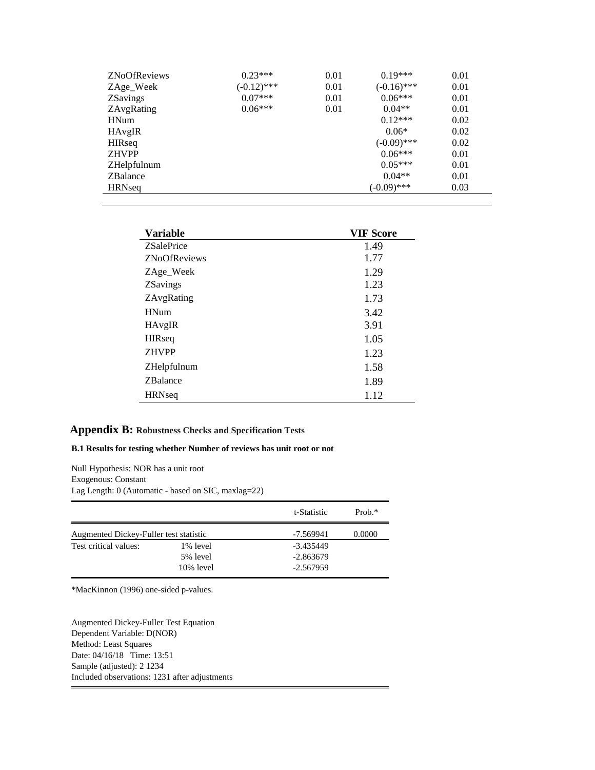| | | | | |
|---|---|---|---|---|
| ZNoOfReviews | 0.23*** | 0.01 | 0.19*** | 0.01 |
| ZAge_Week | (-0.12)*** | 0.01 | (-0.16)*** | 0.01 |
| ZSavings | 0.07*** | 0.01 | 0.06*** | 0.01 |
| ZAvgRating | 0.06*** | 0.01 | 0.04** | 0.01 |
| HNum | | | 0.12*** | 0.02 |
| HAvgIR | | | 0.06* | 0.02 |
| HIRseq | | | (-0.09)*** | 0.02 |
| ZHVPP | | | 0.06*** | 0.01 |
| ZHelpfulnum | | | 0.05*** | 0.01 |
| ZBalance | | | 0.04** | 0.01 |
| HRNseq | | | (-0.09)*** | 0.03 |

| Variable | VIF Score |
|---|---|
| ZSalePrice | 1.49 |
| ZNoOfReviews | 1.77 |
| ZAge_Week | 1.29 |
| ZSavings | 1.23 |
| ZAvgRating | 1.73 |
| HNum | 3.42 |
| HAvgIR | 3.91 |
| HIRseq | 1.05 |
| ZHVPP | 1.23 |
| ZHelpfulnum | 1.58 |
| ZBalance | 1.89 |
| HRNseq | 1.12 |

## Appendix B: Robustness Checks and Specification Tests

**B.1 Results for testing whether Number of reviews has unit root or not**

Null Hypothesis: NOR has a unit root
Exogenous: Constant
Lag Length: 0 (Automatic - based on SIC, maxlag=22)

| | | t-Statistic | Prob.* |
|---|---|---|---|
| Augmented Dickey-Fuller test statistic | | -7.569941 | 0.0000 |
| Test critical values: | 1% level | -3.435449 | |
| | 5% level | -2.863679 | |
| | 10% level | -2.567959 | |

*MacKinnon (1996) one-sided p-values.

Augmented Dickey-Fuller Test Equation
Dependent Variable: D(NOR)
Method: Least Squares
Date: 04/16/18 Time: 13:51
Sample (adjusted): 2 1234
Included observations: 1231 after adjustments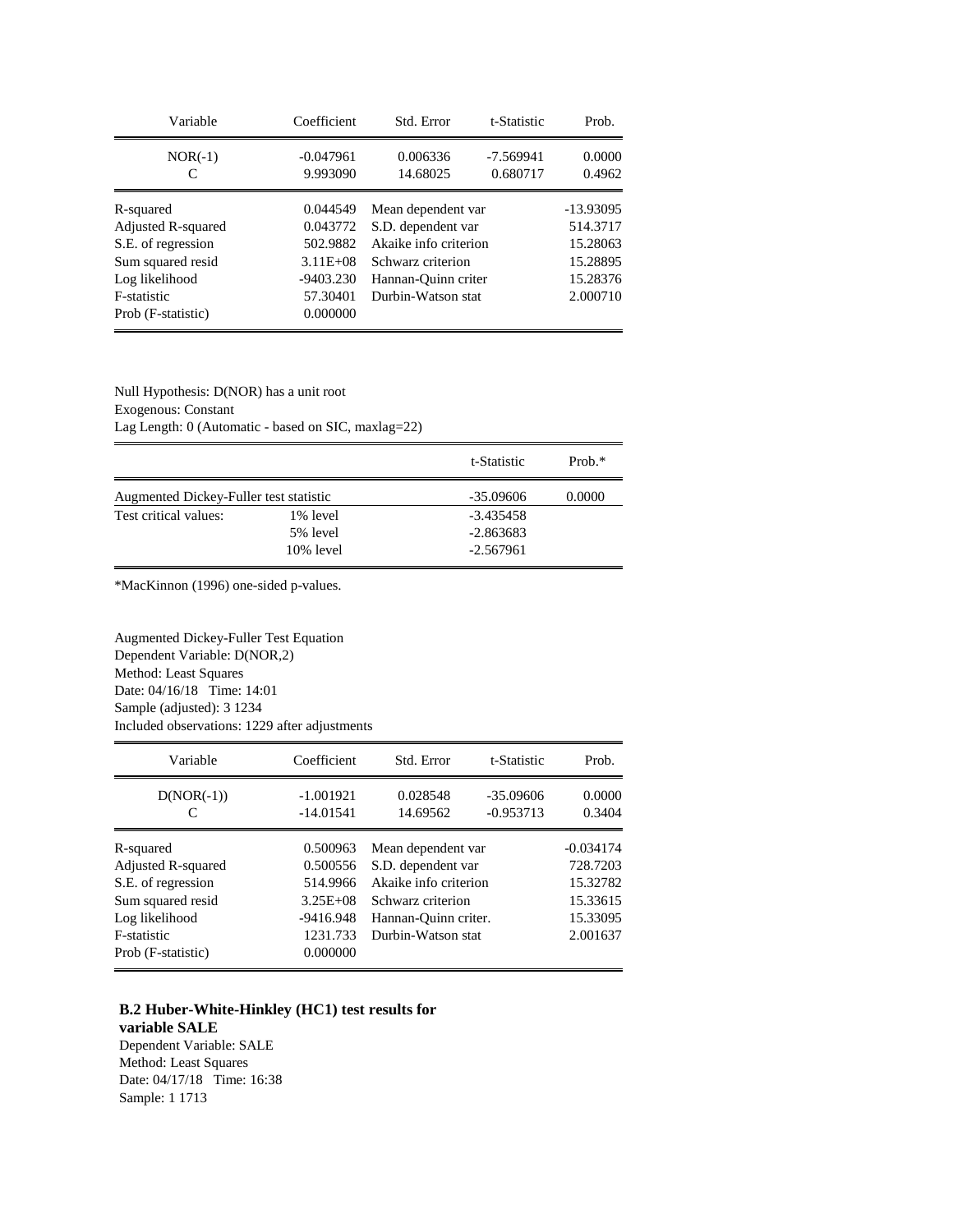| Variable | Coefficient | Std. Error | t-Statistic | Prob. |
|---|---|---|---|---|
| NOR(-1) | -0.047961 | 0.006336 | -7.569941 | 0.0000 |
| C | 9.993090 | 14.68025 | 0.680717 | 0.4962 |

| | | | |
|---|---|---|---|
| R-squared | 0.044549 | Mean dependent var | -13.93095 |
| Adjusted R-squared | 0.043772 | S.D. dependent var | 514.3717 |
| S.E. of regression | 502.9882 | Akaike info criterion | 15.28063 |
| Sum squared resid | 3.11E+08 | Schwarz criterion | 15.28895 |
| Log likelihood | -9403.230 | Hannan-Quinn criter | 15.28376 |
| F-statistic | 57.30401 | Durbin-Watson stat | 2.000710 |
| Prob (F-statistic) | 0.000000 | | |

Null Hypothesis: D(NOR) has a unit root
Exogenous: Constant
Lag Length: 0 (Automatic - based on SIC, maxlag=22)

| | | t-Statistic | Prob.* |
|---|---|---|---|
| Augmented Dickey-Fuller test statistic | | -35.09606 | 0.0000 |
| Test critical values: | 1% level | -3.435458 | |
| | 5% level | -2.863683 | |
| | 10% level | -2.567961 | |

*MacKinnon (1996) one-sided p-values.

Augmented Dickey-Fuller Test Equation
Dependent Variable: D(NOR,2)
Method: Least Squares
Date: 04/16/18 Time: 14:01
Sample (adjusted): 3 1234
Included observations: 1229 after adjustments

| Variable | Coefficient | Std. Error | t-Statistic | Prob. |
|---|---|---|---|---|
| D(NOR(-1)) | -1.001921 | 0.028548 | -35.09606 | 0.0000 |
| C | -14.01541 | 14.69562 | -0.953713 | 0.3404 |

| | | | |
|---|---|---|---|
| R-squared | 0.500963 | Mean dependent var | -0.034174 |
| Adjusted R-squared | 0.500556 | S.D. dependent var | 728.7203 |
| S.E. of regression | 514.9966 | Akaike info criterion | 15.32782 |
| Sum squared resid | 3.25E+08 | Schwarz criterion | 15.33615 |
| Log likelihood | -9416.948 | Hannan-Quinn criter. | 15.33095 |
| F-statistic | 1231.733 | Durbin-Watson stat | 2.001637 |
| Prob (F-statistic) | 0.000000 | | |

**B.2 Huber-White-Hinkley (HC1) test results for variable SALE**

Dependent Variable: SALE
Method: Least Squares
Date: 04/17/18 Time: 16:38
Sample: 1 1713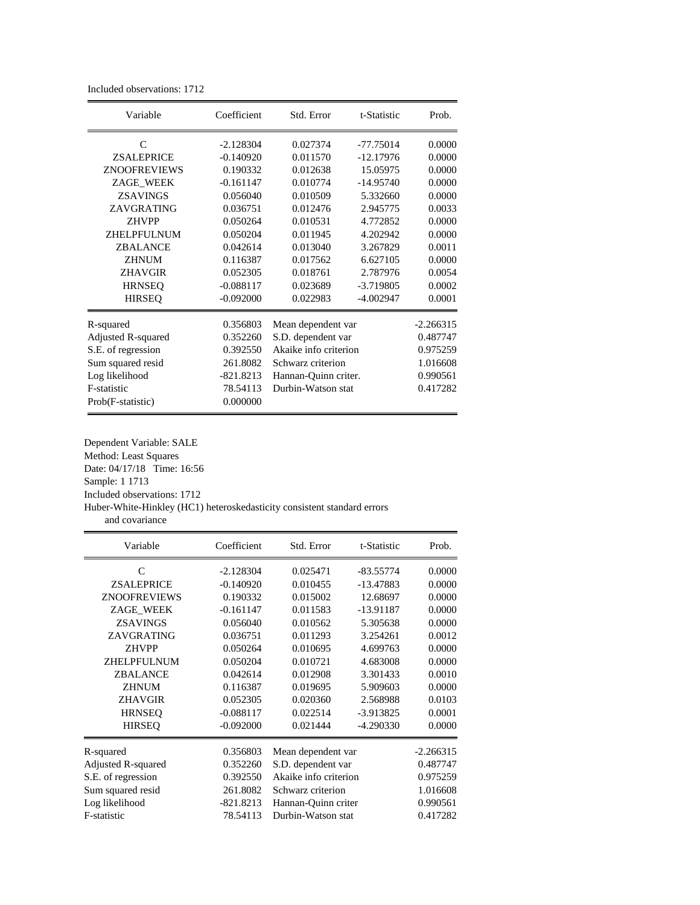Included observations: 1712

| Variable | Coefficient | Std. Error | t-Statistic | Prob. |
|---|---|---|---|---|
| C | -2.128304 | 0.027374 | -77.75014 | 0.0000 |
| ZSALEPRICE | -0.140920 | 0.011570 | -12.17976 | 0.0000 |
| ZNOOFREVIEWS | 0.190332 | 0.012638 | 15.05975 | 0.0000 |
| ZAGE_WEEK | -0.161147 | 0.010774 | -14.95740 | 0.0000 |
| ZSAVINGS | 0.056040 | 0.010509 | 5.332660 | 0.0000 |
| ZAVGRATING | 0.036751 | 0.012476 | 2.945775 | 0.0033 |
| ZHVPP | 0.050264 | 0.010531 | 4.772852 | 0.0000 |
| ZHELPFULNUM | 0.050204 | 0.011945 | 4.202942 | 0.0000 |
| ZBALANCE | 0.042614 | 0.013040 | 3.267829 | 0.0011 |
| ZHNUM | 0.116387 | 0.017562 | 6.627105 | 0.0000 |
| ZHAVGIR | 0.052305 | 0.018761 | 2.787976 | 0.0054 |
| HRNSEQ | -0.088117 | 0.023689 | -3.719805 | 0.0002 |
| HIRSEQ | -0.092000 | 0.022983 | -4.002947 | 0.0001 |

| | | | |
|---|---|---|---|
| R-squared | 0.356803 | Mean dependent var | -2.266315 |
| Adjusted R-squared | 0.352260 | S.D. dependent var | 0.487747 |
| S.E. of regression | 0.392550 | Akaike info criterion | 0.975259 |
| Sum squared resid | 261.8082 | Schwarz criterion | 1.016608 |
| Log likelihood | -821.8213 | Hannan-Quinn criter. | 0.990561 |
| F-statistic | 78.54113 | Durbin-Watson stat | 0.417282 |
| Prob(F-statistic) | 0.000000 | | |

Dependent Variable: SALE
Method: Least Squares
Date: 04/17/18 Time: 16:56
Sample: 1 1713
Included observations: 1712
Huber-White-Hinkley (HC1) heteroskedasticity consistent standard errors and covariance

| Variable | Coefficient | Std. Error | t-Statistic | Prob. |
|---|---|---|---|---|
| C | -2.128304 | 0.025471 | -83.55774 | 0.0000 |
| ZSALEPRICE | -0.140920 | 0.010455 | -13.47883 | 0.0000 |
| ZNOOFREVIEWS | 0.190332 | 0.015002 | 12.68697 | 0.0000 |
| ZAGE_WEEK | -0.161147 | 0.011583 | -13.91187 | 0.0000 |
| ZSAVINGS | 0.056040 | 0.010562 | 5.305638 | 0.0000 |
| ZAVGRATING | 0.036751 | 0.011293 | 3.254261 | 0.0012 |
| ZHVPP | 0.050264 | 0.010695 | 4.699763 | 0.0000 |
| ZHELPFULNUM | 0.050204 | 0.010721 | 4.683008 | 0.0000 |
| ZBALANCE | 0.042614 | 0.012908 | 3.301433 | 0.0010 |
| ZHNUM | 0.116387 | 0.019695 | 5.909603 | 0.0000 |
| ZHAVGIR | 0.052305 | 0.020360 | 2.568988 | 0.0103 |
| HRNSEQ | -0.088117 | 0.022514 | -3.913825 | 0.0001 |
| HIRSEQ | -0.092000 | 0.021444 | -4.290330 | 0.0000 |

| | | | |
|---|---|---|---|
| R-squared | 0.356803 | Mean dependent var | -2.266315 |
| Adjusted R-squared | 0.352260 | S.D. dependent var | 0.487747 |
| S.E. of regression | 0.392550 | Akaike info criterion | 0.975259 |
| Sum squared resid | 261.8082 | Schwarz criterion | 1.016608 |
| Log likelihood | -821.8213 | Hannan-Quinn criter | 0.990561 |
| F-statistic | 78.54113 | Durbin-Watson stat | 0.417282 |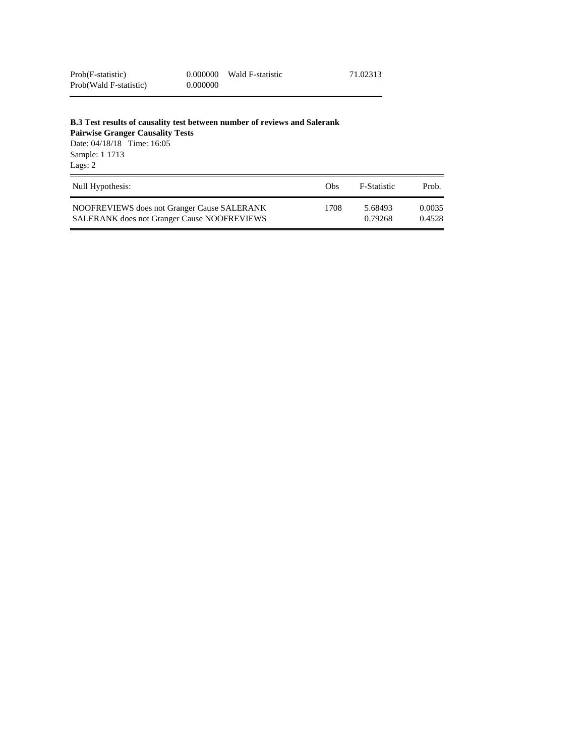| | | | |
|---|---|---|---|
| Prob(F-statistic) | 0.000000 | Wald F-statistic | 71.02313 |
| Prob(Wald F-statistic) | 0.000000 | | |

**B.3 Test results of causality test between number of reviews and Salerank**

**Pairwise Granger Causality Tests**

Date: 04/18/18 Time: 16:05
Sample: 1 1713
Lags: 2

| Null Hypothesis: | Obs | F-Statistic | Prob. |
|---|---|---|---|
| NOOFREVIEWS does not Granger Cause SALERANK | 1708 | 5.68493 | 0.0035 |
| SALERANK does not Granger Cause NOOFREVIEWS | | 0.79268 | 0.4528 |